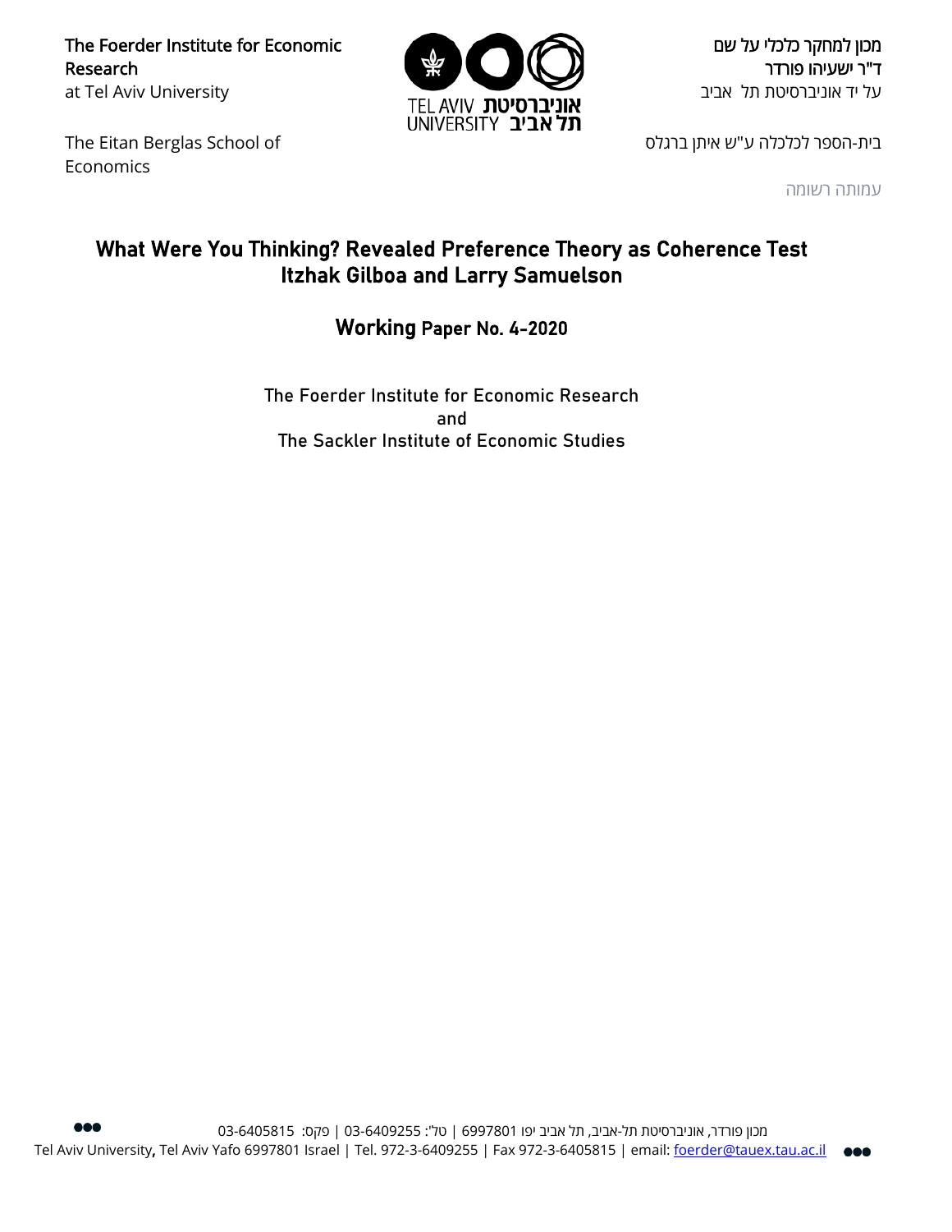The Foerder Institute for Economic Research
at Tel Aviv University

מכון למחקר כלכלי על שם
ד"ר ישעיהו פורדר
על יד אוניברסיטת תל אביב

The Eitan Berglas School of Economics

בית-הספר לכלכלה ע"ש איתן ברגלס

עמותה רשומה

# What Were You Thinking? Revealed Preference Theory as Coherence Test

## Itzhak Gilboa and Larry Samuelson

### Working Paper No. 4-2020

The Foerder Institute for Economic Research
and
The Sackler Institute of Economic Studies

מכון פורדר, אוניברסיטת תל-אביב, תל אביב יפו 6997801 | טל': 03-6409255 | פקס: 03-6405815

Tel Aviv University, Tel Aviv Yafo 6997801 Israel | Tel. 972-3-6409255 | Fax 972-3-6405815 | email: foerder@tauex.tau.ac.il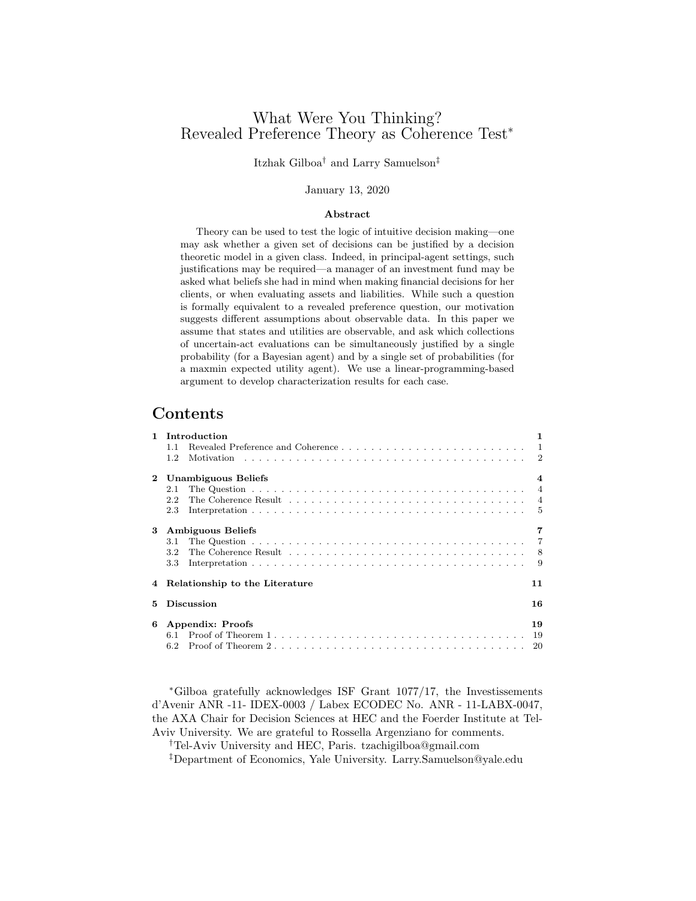# What Were You Thinking?
# Revealed Preference Theory as Coherence Test*

Itzhak Gilboa† and Larry Samuelson‡

January 13, 2020

### Abstract

Theory can be used to test the logic of intuitive decision making—one may ask whether a given set of decisions can be justified by a decision theoretic model in a given class. Indeed, in principal-agent settings, such justifications may be required—a manager of an investment fund may be asked what beliefs she had in mind when making financial decisions for her clients, or when evaluating assets and liabilities. While such a question is formally equivalent to a revealed preference question, our motivation suggests different assumptions about observable data. In this paper we assume that states and utilities are observable, and ask which collections of uncertain-act evaluations can be simultaneously justified by a single probability (for a Bayesian agent) and by a single set of probabilities (for a maxmin expected utility agent). We use a linear-programming-based argument to develop characterization results for each case.

## Contents

- 1 Introduction — 1
  - 1.1 Revealed Preference and Coherence — 1
  - 1.2 Motivation — 2
- 2 Unambiguous Beliefs — 4
  - 2.1 The Question — 4
  - 2.2 The Coherence Result — 4
  - 2.3 Interpretation — 5
- 3 Ambiguous Beliefs — 7
  - 3.1 The Question — 7
  - 3.2 The Coherence Result — 8
  - 3.3 Interpretation — 9
- 4 Relationship to the Literature — 11
- 5 Discussion — 16
- 6 Appendix: Proofs — 19
  - 6.1 Proof of Theorem 1 — 19
  - 6.2 Proof of Theorem 2 — 20

*Gilboa gratefully acknowledges ISF Grant 1077/17, the Investissements d'Avenir ANR -11- IDEX-0003 / Labex ECODEC No. ANR - 11-LABX-0047, the AXA Chair for Decision Sciences at HEC and the Foerder Institute at Tel-Aviv University. We are grateful to Rossella Argenziano for comments.

†Tel-Aviv University and HEC, Paris. tzachigilboa@gmail.com

‡Department of Economics, Yale University. Larry.Samuelson@yale.edu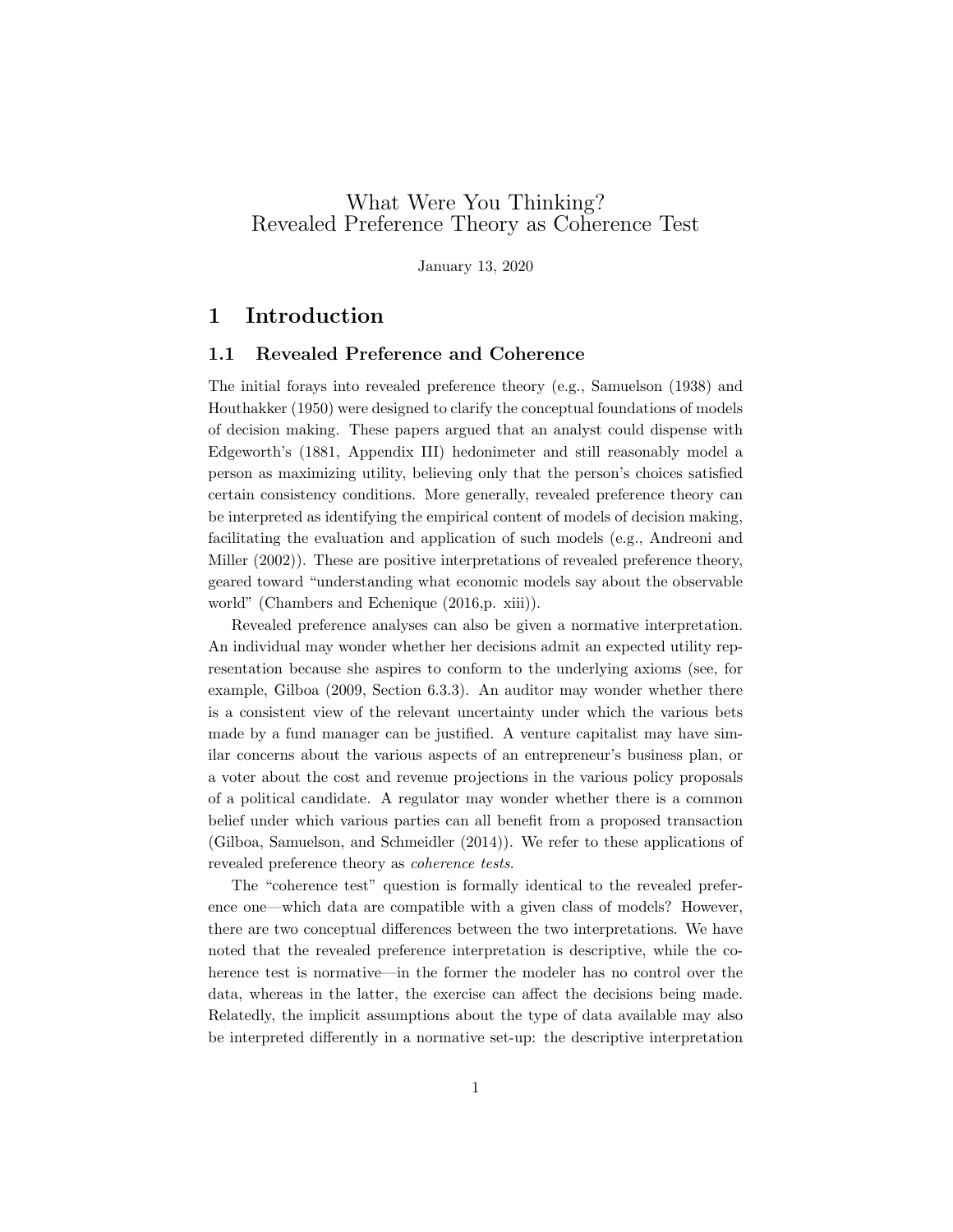# What Were You Thinking?
# Revealed Preference Theory as Coherence Test

January 13, 2020

## 1 Introduction

### 1.1 Revealed Preference and Coherence

The initial forays into revealed preference theory (e.g., Samuelson (1938) and Houthakker (1950) were designed to clarify the conceptual foundations of models of decision making. These papers argued that an analyst could dispense with Edgeworth's (1881, Appendix III) hedonimeter and still reasonably model a person as maximizing utility, believing only that the person's choices satisfied certain consistency conditions. More generally, revealed preference theory can be interpreted as identifying the empirical content of models of decision making, facilitating the evaluation and application of such models (e.g., Andreoni and Miller (2002)). These are positive interpretations of revealed preference theory, geared toward "understanding what economic models say about the observable world" (Chambers and Echenique (2016,p. xiii)).

Revealed preference analyses can also be given a normative interpretation. An individual may wonder whether her decisions admit an expected utility representation because she aspires to conform to the underlying axioms (see, for example, Gilboa (2009, Section 6.3.3). An auditor may wonder whether there is a consistent view of the relevant uncertainty under which the various bets made by a fund manager can be justified. A venture capitalist may have similar concerns about the various aspects of an entrepreneur's business plan, or a voter about the cost and revenue projections in the various policy proposals of a political candidate. A regulator may wonder whether there is a common belief under which various parties can all benefit from a proposed transaction (Gilboa, Samuelson, and Schmeidler (2014)). We refer to these applications of revealed preference theory as *coherence tests*.

The "coherence test" question is formally identical to the revealed preference one—which data are compatible with a given class of models? However, there are two conceptual differences between the two interpretations. We have noted that the revealed preference interpretation is descriptive, while the coherence test is normative—in the former the modeler has no control over the data, whereas in the latter, the exercise can affect the decisions being made. Relatedly, the implicit assumptions about the type of data available may also be interpreted differently in a normative set-up: the descriptive interpretation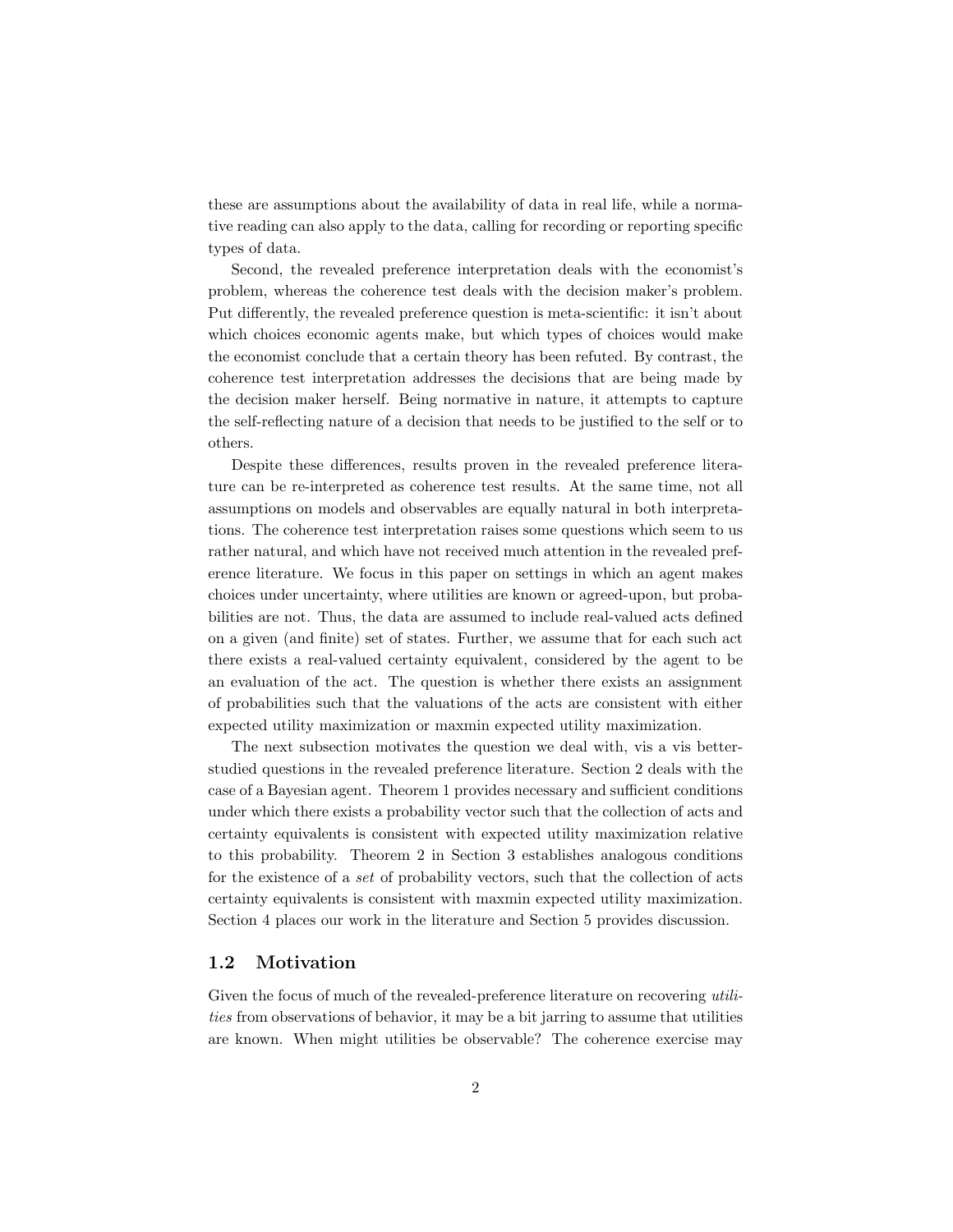these are assumptions about the availability of data in real life, while a normative reading can also apply to the data, calling for recording or reporting specific types of data.

Second, the revealed preference interpretation deals with the economist's problem, whereas the coherence test deals with the decision maker's problem. Put differently, the revealed preference question is meta-scientific: it isn't about which choices economic agents make, but which types of choices would make the economist conclude that a certain theory has been refuted. By contrast, the coherence test interpretation addresses the decisions that are being made by the decision maker herself. Being normative in nature, it attempts to capture the self-reflecting nature of a decision that needs to be justified to the self or to others.

Despite these differences, results proven in the revealed preference literature can be re-interpreted as coherence test results. At the same time, not all assumptions on models and observables are equally natural in both interpretations. The coherence test interpretation raises some questions which seem to us rather natural, and which have not received much attention in the revealed preference literature. We focus in this paper on settings in which an agent makes choices under uncertainty, where utilities are known or agreed-upon, but probabilities are not. Thus, the data are assumed to include real-valued acts defined on a given (and finite) set of states. Further, we assume that for each such act there exists a real-valued certainty equivalent, considered by the agent to be an evaluation of the act. The question is whether there exists an assignment of probabilities such that the valuations of the acts are consistent with either expected utility maximization or maxmin expected utility maximization.

The next subsection motivates the question we deal with, vis a vis better-studied questions in the revealed preference literature. Section 2 deals with the case of a Bayesian agent. Theorem 1 provides necessary and sufficient conditions under which there exists a probability vector such that the collection of acts and certainty equivalents is consistent with expected utility maximization relative to this probability. Theorem 2 in Section 3 establishes analogous conditions for the existence of a *set* of probability vectors, such that the collection of acts certainty equivalents is consistent with maxmin expected utility maximization. Section 4 places our work in the literature and Section 5 provides discussion.

## 1.2 Motivation

Given the focus of much of the revealed-preference literature on recovering *utilities* from observations of behavior, it may be a bit jarring to assume that utilities are known. When might utilities be observable? The coherence exercise may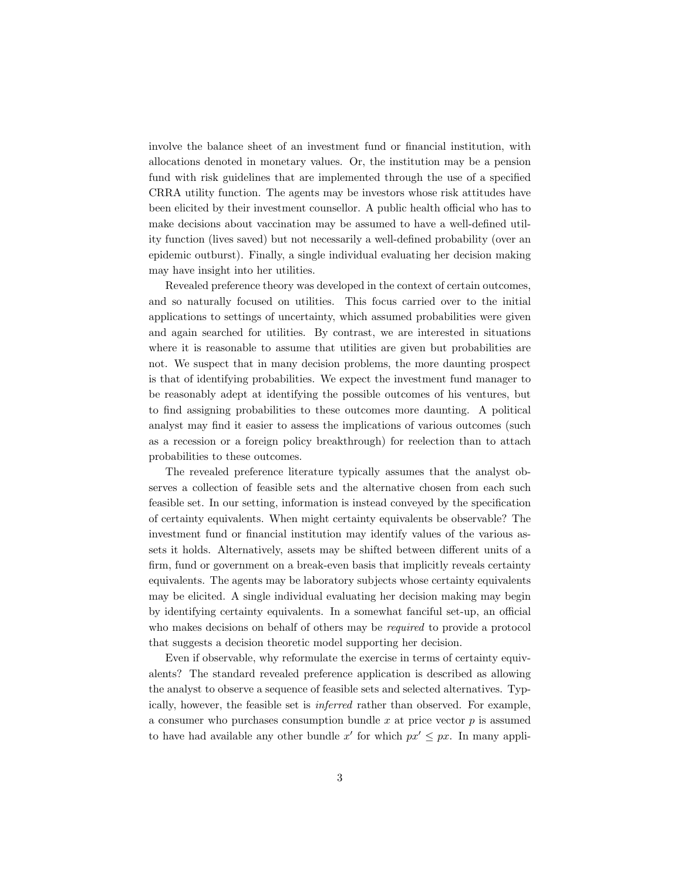involve the balance sheet of an investment fund or financial institution, with allocations denoted in monetary values. Or, the institution may be a pension fund with risk guidelines that are implemented through the use of a specified CRRA utility function. The agents may be investors whose risk attitudes have been elicited by their investment counsellor. A public health official who has to make decisions about vaccination may be assumed to have a well-defined utility function (lives saved) but not necessarily a well-defined probability (over an epidemic outburst). Finally, a single individual evaluating her decision making may have insight into her utilities.

Revealed preference theory was developed in the context of certain outcomes, and so naturally focused on utilities. This focus carried over to the initial applications to settings of uncertainty, which assumed probabilities were given and again searched for utilities. By contrast, we are interested in situations where it is reasonable to assume that utilities are given but probabilities are not. We suspect that in many decision problems, the more daunting prospect is that of identifying probabilities. We expect the investment fund manager to be reasonably adept at identifying the possible outcomes of his ventures, but to find assigning probabilities to these outcomes more daunting. A political analyst may find it easier to assess the implications of various outcomes (such as a recession or a foreign policy breakthrough) for reelection than to attach probabilities to these outcomes.

The revealed preference literature typically assumes that the analyst observes a collection of feasible sets and the alternative chosen from each such feasible set. In our setting, information is instead conveyed by the specification of certainty equivalents. When might certainty equivalents be observable? The investment fund or financial institution may identify values of the various assets it holds. Alternatively, assets may be shifted between different units of a firm, fund or government on a break-even basis that implicitly reveals certainty equivalents. The agents may be laboratory subjects whose certainty equivalents may be elicited. A single individual evaluating her decision making may begin by identifying certainty equivalents. In a somewhat fanciful set-up, an official who makes decisions on behalf of others may be *required* to provide a protocol that suggests a decision theoretic model supporting her decision.

Even if observable, why reformulate the exercise in terms of certainty equivalents? The standard revealed preference application is described as allowing the analyst to observe a sequence of feasible sets and selected alternatives. Typically, however, the feasible set is *inferred* rather than observed. For example, a consumer who purchases consumption bundle $x$ at price vector $p$ is assumed to have had available any other bundle $x'$ for which $px' \leq px$. In many appli-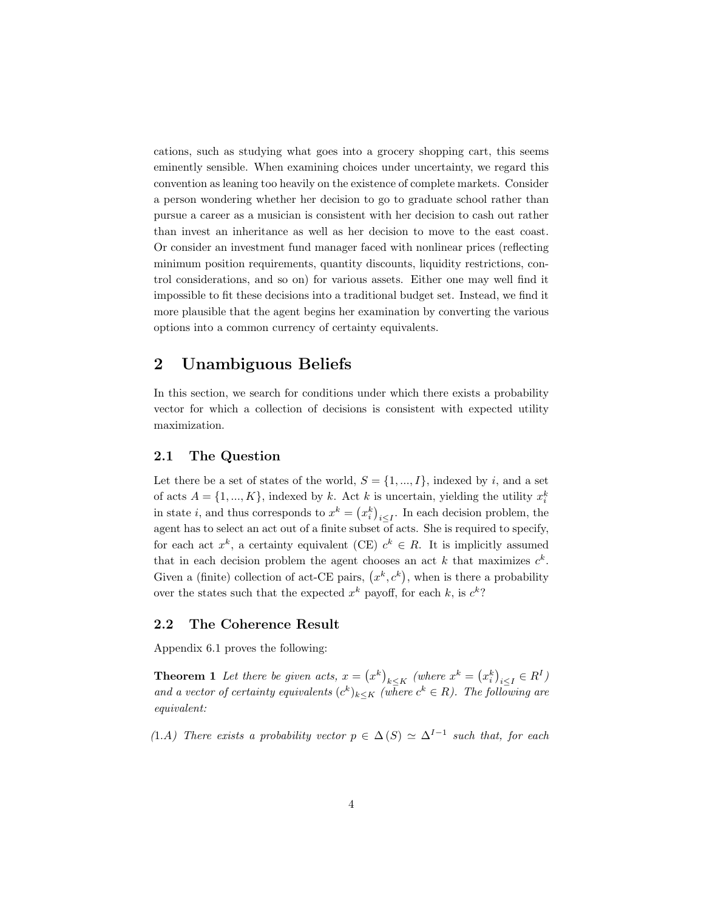cations, such as studying what goes into a grocery shopping cart, this seems eminently sensible. When examining choices under uncertainty, we regard this convention as leaning too heavily on the existence of complete markets. Consider a person wondering whether her decision to go to graduate school rather than pursue a career as a musician is consistent with her decision to cash out rather than invest an inheritance as well as her decision to move to the east coast. Or consider an investment fund manager faced with nonlinear prices (reflecting minimum position requirements, quantity discounts, liquidity restrictions, control considerations, and so on) for various assets. Either one may well find it impossible to fit these decisions into a traditional budget set. Instead, we find it more plausible that the agent begins her examination by converting the various options into a common currency of certainty equivalents.

## 2 Unambiguous Beliefs

In this section, we search for conditions under which there exists a probability vector for which a collection of decisions is consistent with expected utility maximization.

### 2.1 The Question

Let there be a set of states of the world, $S = \{1, ..., I\}$, indexed by $i$, and a set of acts $A = \{1, ..., K\}$, indexed by $k$. Act $k$ is uncertain, yielding the utility $x_i^k$ in state $i$, and thus corresponds to $x^k = \left(x_i^k\right)_{i \leq I}$. In each decision problem, the agent has to select an act out of a finite subset of acts. She is required to specify, for each act $x^k$, a certainty equivalent (CE) $c^k \in R$. It is implicitly assumed that in each decision problem the agent chooses an act $k$ that maximizes $c^k$. Given a (finite) collection of act-CE pairs, $\left(x^k, c^k\right)$, when is there a probability over the states such that the expected $x^k$ payoff, for each $k$, is $c^k$?

### 2.2 The Coherence Result

Appendix 6.1 proves the following:

**Theorem 1** *Let there be given acts, $x = \left(x^k\right)_{k \leq K}$ (where $x^k = \left(x_i^k\right)_{i \leq I} \in R^I$) and a vector of certainty equivalents $(c^k)_{k \leq K}$ (where $c^k \in R$). The following are equivalent:*

*(1.A) There exists a probability vector $p \in \Delta(S) \simeq \Delta^{I-1}$ such that, for each*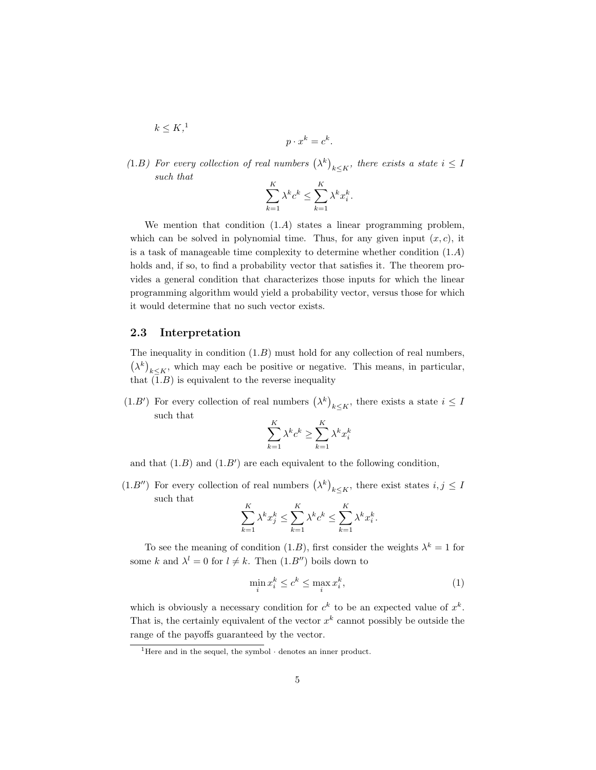$k \leq K$,[1]

$$p \cdot x^k = c^k.$$

*(1.B) For every collection of real numbers $\left(\lambda^k\right)_{k \leq K}$, there exists a state $i \leq I$ such that*

$$\sum_{k=1}^{K} \lambda^k c^k \leq \sum_{k=1}^{K} \lambda^k x_i^k.$$

We mention that condition $(1.A)$ states a linear programming problem, which can be solved in polynomial time. Thus, for any given input $(x, c)$, it is a task of manageable time complexity to determine whether condition $(1.A)$ holds and, if so, to find a probability vector that satisfies it. The theorem provides a general condition that characterizes those inputs for which the linear programming algorithm would yield a probability vector, versus those for which it would determine that no such vector exists.

## 2.3 Interpretation

The inequality in condition $(1.B)$ must hold for any collection of real numbers, $\left(\lambda^k\right)_{k \leq K}$, which may each be positive or negative. This means, in particular, that $(1.B)$ is equivalent to the reverse inequality

$(1.B')$ For every collection of real numbers $\left(\lambda^k\right)_{k \leq K}$, there exists a state $i \leq I$ such that

$$\sum_{k=1}^{K} \lambda^k c^k \geq \sum_{k=1}^{K} \lambda^k x_i^k$$

and that $(1.B)$ and $(1.B')$ are each equivalent to the following condition,

$(1.B'')$ For every collection of real numbers $\left(\lambda^k\right)_{k \leq K}$, there exist states $i, j \leq I$ such that

$$\sum_{k=1}^{K} \lambda^k x_j^k \leq \sum_{k=1}^{K} \lambda^k c^k \leq \sum_{k=1}^{K} \lambda^k x_i^k.$$

To see the meaning of condition $(1.B)$, first consider the weights $\lambda^k = 1$ for some $k$ and $\lambda^l = 0$ for $l \neq k$. Then $(1.B'')$ boils down to

$$\min_i x_i^k \leq c^k \leq \max_i x_i^k, \tag{1}$$

which is obviously a necessary condition for $c^k$ to be an expected value of $x^k$. That is, the certainly equivalent of the vector $x^k$ cannot possibly be outside the range of the payoffs guaranteed by the vector.

[1] Here and in the sequel, the symbol $\cdot$ denotes an inner product.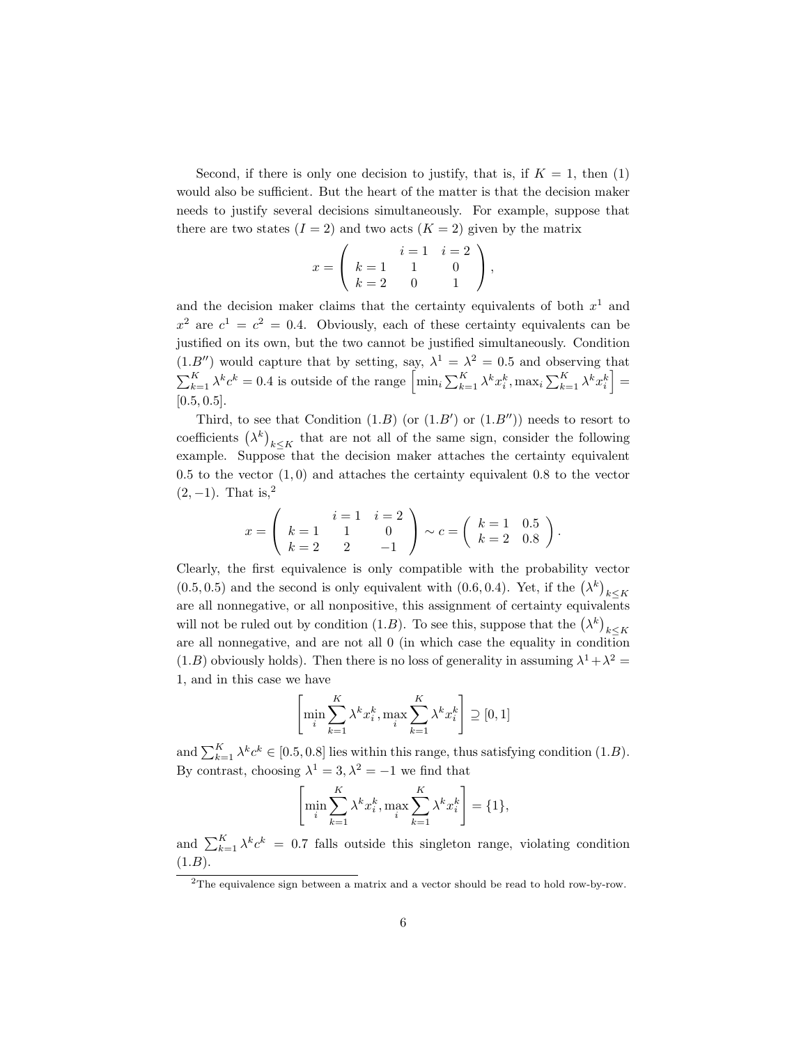Second, if there is only one decision to justify, that is, if $K = 1$, then (1) would also be sufficient. But the heart of the matter is that the decision maker needs to justify several decisions simultaneously. For example, suppose that there are two states ($I = 2$) and two acts ($K = 2$) given by the matrix

$$x = \left( \begin{array}{ccc} & i=1 & i=2 \\ k=1 & 1 & 0 \\ k=2 & 0 & 1 \end{array} \right),$$

and the decision maker claims that the certainty equivalents of both $x^1$ and $x^2$ are $c^1 = c^2 = 0.4$. Obviously, each of these certainty equivalents can be justified on its own, but the two cannot be justified simultaneously. Condition $(1.B'')$ would capture that by setting, say, $\lambda^1 = \lambda^2 = 0.5$ and observing that $\sum_{k=1}^{K} \lambda^k c^k = 0.4$ is outside of the range $\left[\min_i \sum_{k=1}^{K} \lambda^k x_i^k, \max_i \sum_{k=1}^{K} \lambda^k x_i^k\right] = [0.5, 0.5]$.

Third, to see that Condition $(1.B)$ (or $(1.B')$ or $(1.B'')$) needs to resort to coefficients $\left(\lambda^k\right)_{k \le K}$ that are not all of the same sign, consider the following example. Suppose that the decision maker attaches the certainty equivalent 0.5 to the vector $(1, 0)$ and attaches the certainty equivalent 0.8 to the vector $(2, -1)$. That is,[2]

$$x = \left( \begin{array}{ccc} & i=1 & i=2 \\ k=1 & 1 & 0 \\ k=2 & 2 & -1 \end{array} \right) \sim c = \left( \begin{array}{cc} k=1 & 0.5 \\ k=2 & 0.8 \end{array} \right).$$

Clearly, the first equivalence is only compatible with the probability vector $(0.5, 0.5)$ and the second is only equivalent with $(0.6, 0.4)$. Yet, if the $\left(\lambda^k\right)_{k \le K}$ are all nonnegative, or all nonpositive, this assignment of certainty equivalents will not be ruled out by condition $(1.B)$. To see this, suppose that the $\left(\lambda^k\right)_{k \le K}$ are all nonnegative, and are not all 0 (in which case the equality in condition $(1.B)$ obviously holds). Then there is no loss of generality in assuming $\lambda^1 + \lambda^2 = 1$, and in this case we have

$$\left[\min_i \sum_{k=1}^{K} \lambda^k x_i^k, \max_i \sum_{k=1}^{K} \lambda^k x_i^k\right] \supseteq [0, 1]$$

and $\sum_{k=1}^{K} \lambda^k c^k \in [0.5, 0.8]$ lies within this range, thus satisfying condition $(1.B)$. By contrast, choosing $\lambda^1 = 3, \lambda^2 = -1$ we find that

$$\left[\min_i \sum_{k=1}^{K} \lambda^k x_i^k, \max_i \sum_{k=1}^{K} \lambda^k x_i^k\right] = \{1\},$$

and $\sum_{k=1}^{K} \lambda^k c^k = 0.7$ falls outside this singleton range, violating condition $(1.B)$.

[2] The equivalence sign between a matrix and a vector should be read to hold row-by-row.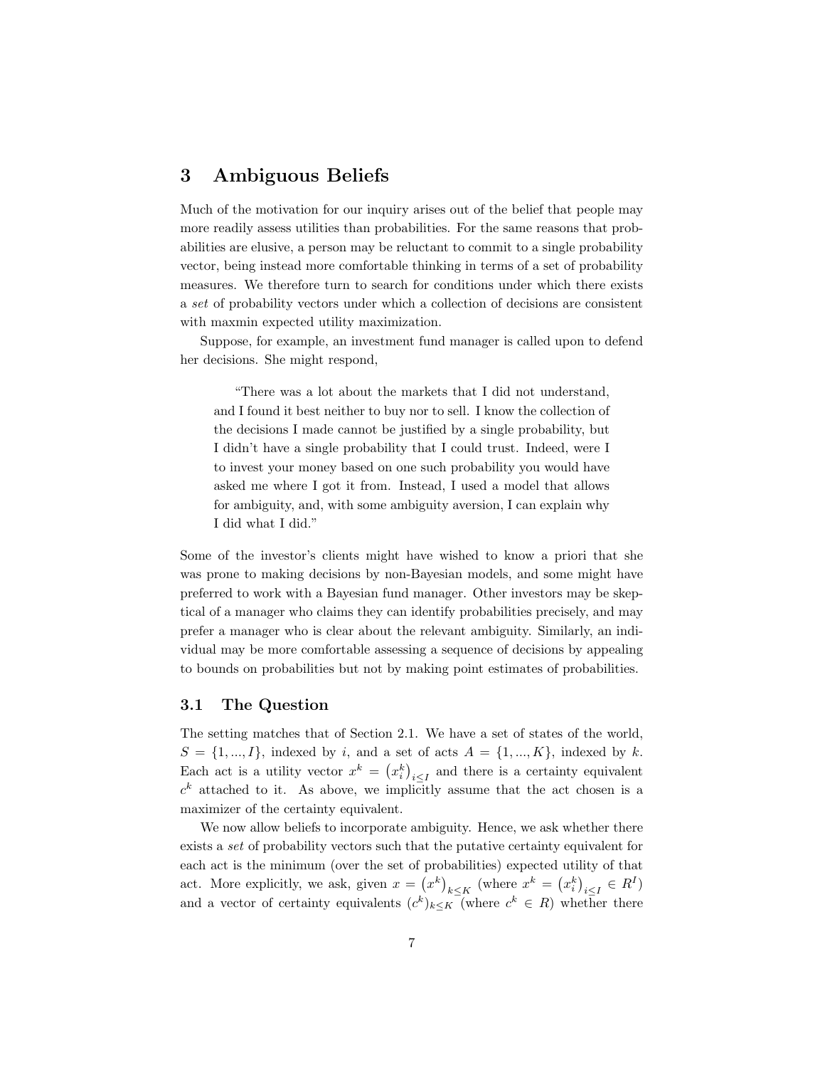# 3 Ambiguous Beliefs

Much of the motivation for our inquiry arises out of the belief that people may more readily assess utilities than probabilities. For the same reasons that probabilities are elusive, a person may be reluctant to commit to a single probability vector, being instead more comfortable thinking in terms of a set of probability measures. We therefore turn to search for conditions under which there exists a *set* of probability vectors under which a collection of decisions are consistent with maxmin expected utility maximization.

Suppose, for example, an investment fund manager is called upon to defend her decisions. She might respond,

> "There was a lot about the markets that I did not understand, and I found it best neither to buy nor to sell. I know the collection of the decisions I made cannot be justified by a single probability, but I didn't have a single probability that I could trust. Indeed, were I to invest your money based on one such probability you would have asked me where I got it from. Instead, I used a model that allows for ambiguity, and, with some ambiguity aversion, I can explain why I did what I did."

Some of the investor's clients might have wished to know a priori that she was prone to making decisions by non-Bayesian models, and some might have preferred to work with a Bayesian fund manager. Other investors may be skeptical of a manager who claims they can identify probabilities precisely, and may prefer a manager who is clear about the relevant ambiguity. Similarly, an individual may be more comfortable assessing a sequence of decisions by appealing to bounds on probabilities but not by making point estimates of probabilities.

## 3.1 The Question

The setting matches that of Section 2.1. We have a set of states of the world, $S = \{1, ..., I\}$, indexed by $i$, and a set of acts $A = \{1, ..., K\}$, indexed by $k$. Each act is a utility vector $x^k = \left(x_i^k\right)_{i \leq I}$ and there is a certainty equivalent $c^k$ attached to it. As above, we implicitly assume that the act chosen is a maximizer of the certainty equivalent.

We now allow beliefs to incorporate ambiguity. Hence, we ask whether there exists a *set* of probability vectors such that the putative certainty equivalent for each act is the minimum (over the set of probabilities) expected utility of that act. More explicitly, we ask, given $x = \left(x^k\right)_{k \leq K}$ (where $x^k = \left(x_i^k\right)_{i \leq I} \in R^I$) and a vector of certainty equivalents $(c^k)_{k \leq K}$ (where $c^k \in R$) whether there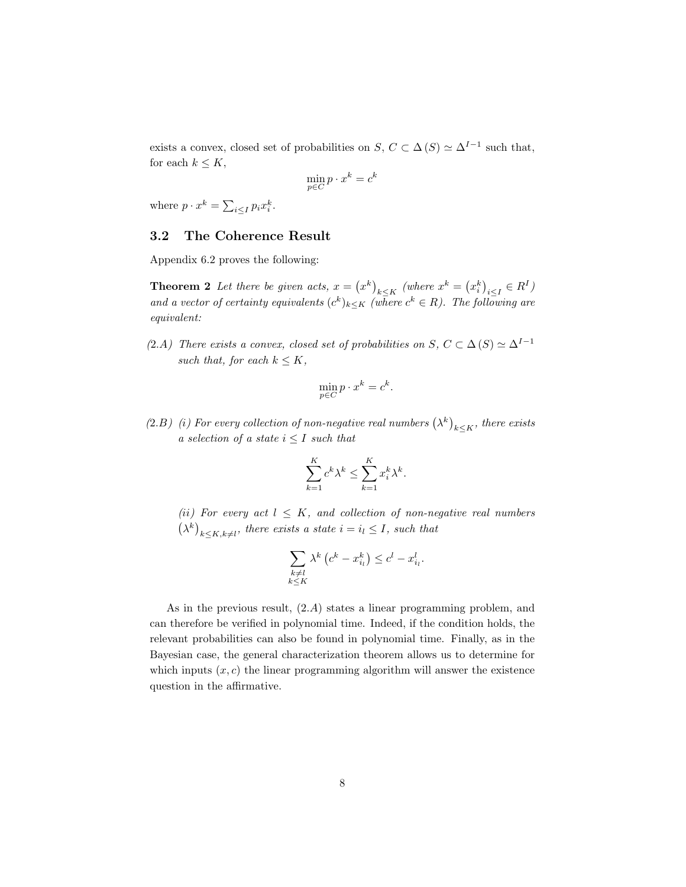exists a convex, closed set of probabilities on $S$, $C \subset \Delta(S) \simeq \Delta^{I-1}$ such that, for each $k \leq K$,

$$\min_{p \in C} p \cdot x^k = c^k$$

where $p \cdot x^k = \sum_{i \leq I} p_i x_i^k$.

### 3.2 The Coherence Result

Appendix 6.2 proves the following:

**Theorem 2** *Let there be given acts, $x = \left(x^k\right)_{k \leq K}$ (where $x^k = \left(x_i^k\right)_{i \leq I} \in R^I$) and a vector of certainty equivalents $(c^k)_{k \leq K}$ (where $c^k \in R$). The following are equivalent:*

*(2.A) There exists a convex, closed set of probabilities on $S$, $C \subset \Delta(S) \simeq \Delta^{I-1}$ such that, for each $k \leq K$,*

$$\min_{p \in C} p \cdot x^k = c^k.$$

*(2.B) (i) For every collection of non-negative real numbers $\left(\lambda^k\right)_{k \leq K}$, there exists a selection of a state $i \leq I$ such that*

$$\sum_{k=1}^{K} c^k \lambda^k \leq \sum_{k=1}^{K} x_i^k \lambda^k.$$

*(ii) For every act $l \leq K$, and collection of non-negative real numbers $\left(\lambda^k\right)_{k \leq K, k \neq l}$, there exists a state $i = i_l \leq I$, such that*

$$\sum_{\substack{k \neq l \\ k \leq K}} \lambda^k \left(c^k - x_{i_l}^k\right) \leq c^l - x_{i_l}^l.$$

As in the previous result, $(2.A)$ states a linear programming problem, and can therefore be verified in polynomial time. Indeed, if the condition holds, the relevant probabilities can also be found in polynomial time. Finally, as in the Bayesian case, the general characterization theorem allows us to determine for which inputs $(x, c)$ the linear programming algorithm will answer the existence question in the affirmative.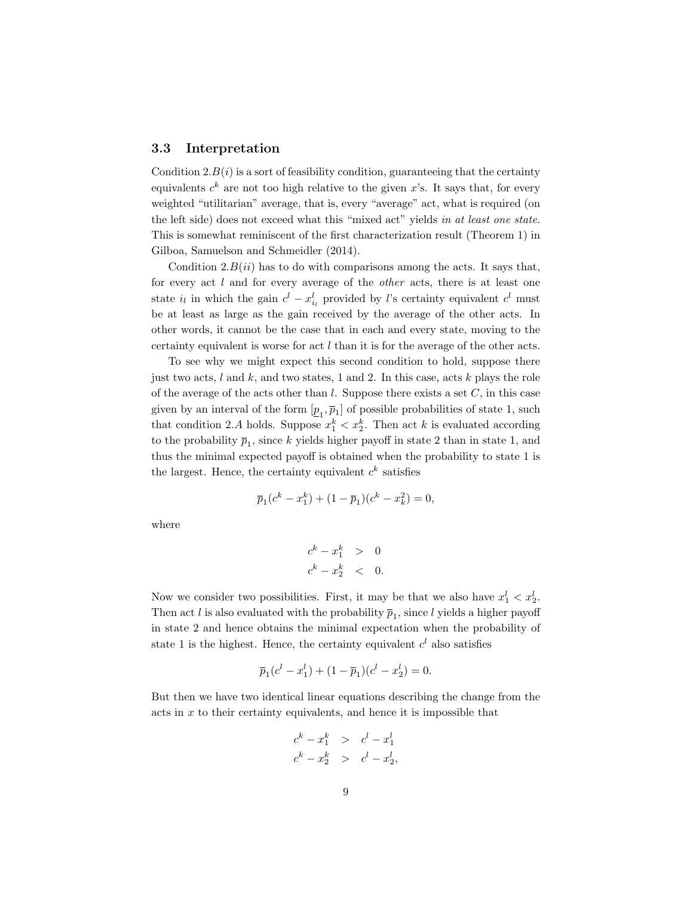### 3.3 Interpretation

Condition $2.B(i)$ is a sort of feasibility condition, guaranteeing that the certainty equivalents $c^k$ are not too high relative to the given $x$'s. It says that, for every weighted "utilitarian" average, that is, every "average" act, what is required (on the left side) does not exceed what this "mixed act" yields *in at least one state*. This is somewhat reminiscent of the first characterization result (Theorem 1) in Gilboa, Samuelson and Schmeidler (2014).

Condition $2.B(ii)$ has to do with comparisons among the acts. It says that, for every act $l$ and for every average of the *other* acts, there is at least one state $i_l$ in which the gain $c^l - x^l_{i_l}$ provided by $l$'s certainty equivalent $c^l$ must be at least as large as the gain received by the average of the other acts. In other words, it cannot be the case that in each and every state, moving to the certainty equivalent is worse for act $l$ than it is for the average of the other acts.

To see why we might expect this second condition to hold, suppose there just two acts, $l$ and $k$, and two states, 1 and 2. In this case, acts $k$ plays the role of the average of the acts other than $l$. Suppose there exists a set $C$, in this case given by an interval of the form $[\underline{p}_1, \overline{p}_1]$ of possible probabilities of state 1, such that condition $2.A$ holds. Suppose $x^k_1 < x^k_2$. Then act $k$ is evaluated according to the probability $\overline{p}_1$, since $k$ yields higher payoff in state 2 than in state 1, and thus the minimal expected payoff is obtained when the probability to state 1 is the largest. Hence, the certainty equivalent $c^k$ satisfies

$$\overline{p}_1(c^k - x^k_1) + (1 - \overline{p}_1)(c^k - x^2_k) = 0,$$

where

$$\begin{aligned} c^k - x^k_1 &> 0 \\ c^k - x^k_2 &< 0. \end{aligned}$$

Now we consider two possibilities. First, it may be that we also have $x^l_1 < x^l_2$. Then act $l$ is also evaluated with the probability $\overline{p}_1$, since $l$ yields a higher payoff in state 2 and hence obtains the minimal expectation when the probability of state 1 is the highest. Hence, the certainty equivalent $c^l$ also satisfies

$$\overline{p}_1(c^l - x^l_1) + (1 - \overline{p}_1)(c^l - x^l_2) = 0.$$

But then we have two identical linear equations describing the change from the acts in $x$ to their certainty equivalents, and hence it is impossible that

$$\begin{aligned} c^k - x^k_1 &> c^l - x^l_1 \\ c^k - x^k_2 &> c^l - x^l_2, \end{aligned}$$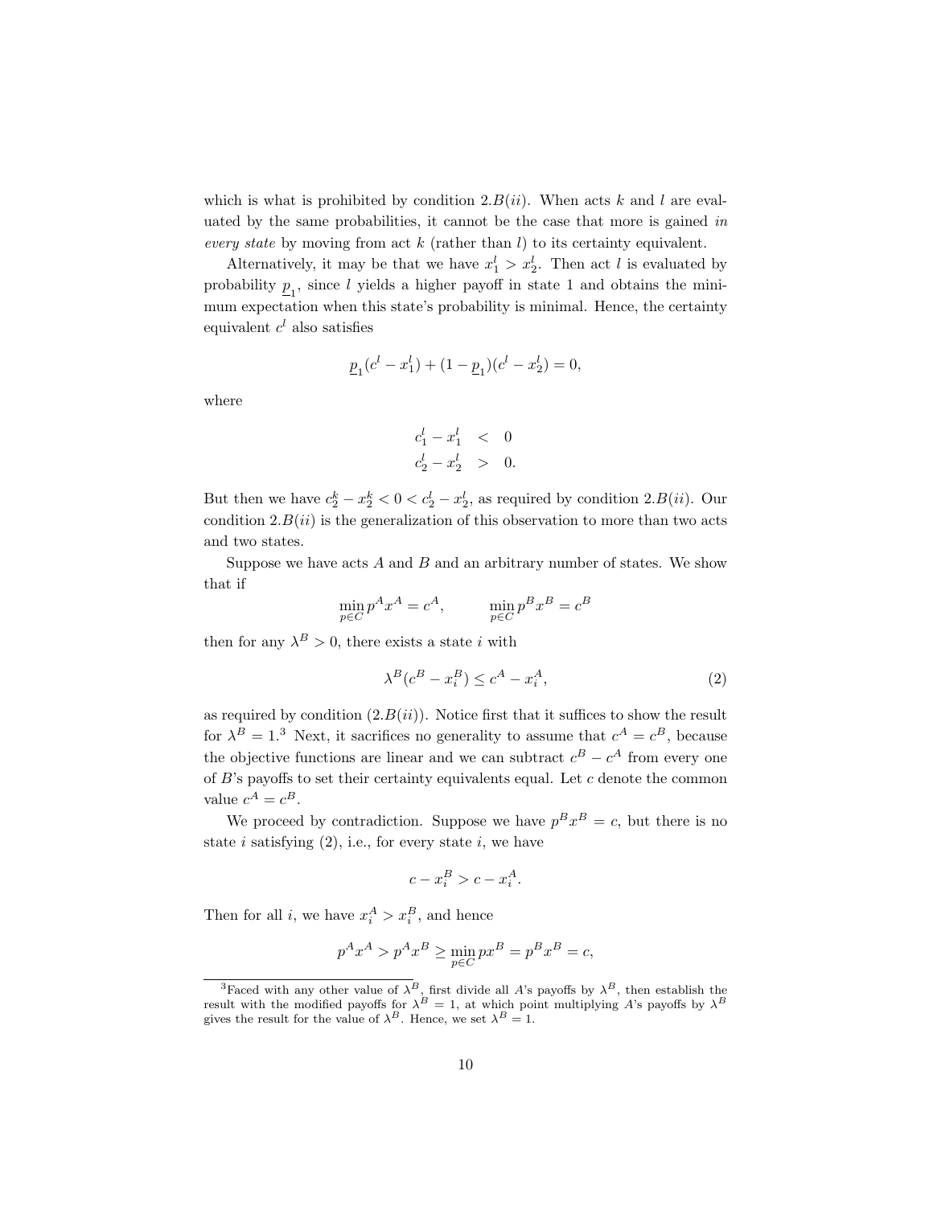which is what is prohibited by condition $2.B(ii)$. When acts $k$ and $l$ are evaluated by the same probabilities, it cannot be the case that more is gained *in every state* by moving from act $k$ (rather than $l$) to its certainty equivalent.

Alternatively, it may be that we have $x_1^l > x_2^l$. Then act $l$ is evaluated by probability $\underline{p}_1$, since $l$ yields a higher payoff in state 1 and obtains the minimum expectation when this state's probability is minimal. Hence, the certainty equivalent $c^l$ also satisfies

$$\underline{p}_1(c^l - x_1^l) + (1 - \underline{p}_1)(c^l - x_2^l) = 0,$$

where

$$\begin{aligned} c_1^l - x_1^l &< 0 \\ c_2^l - x_2^l &> 0. \end{aligned}$$

But then we have $c_2^k - x_2^k < 0 < c_2^l - x_2^l$, as required by condition $2.B(ii)$. Our condition $2.B(ii)$ is the generalization of this observation to more than two acts and two states.

Suppose we have acts $A$ and $B$ and an arbitrary number of states. We show that if

$$\min_{p \in C} p^A x^A = c^A, \qquad \min_{p \in C} p^B x^B = c^B$$

then for any $\lambda^B > 0$, there exists a state $i$ with

$$\lambda^B(c^B - x_i^B) \leq c^A - x_i^A, \tag{2}$$

as required by condition $(2.B(ii))$. Notice first that it suffices to show the result for $\lambda^B = 1$.[3] Next, it sacrifices no generality to assume that $c^A = c^B$, because the objective functions are linear and we can subtract $c^B - c^A$ from every one of $B$'s payoffs to set their certainty equivalents equal. Let $c$ denote the common value $c^A = c^B$.

We proceed by contradiction. Suppose we have $p^B x^B = c$, but there is no state $i$ satisfying (2), i.e., for every state $i$, we have

$$c - x_i^B > c - x_i^A.$$

Then for all $i$, we have $x_i^A > x_i^B$, and hence

$$p^A x^A > p^A x^B \geq \min_{p \in C} p x^B = p^B x^B = c,$$

[3]Faced with any other value of $\lambda^B$, first divide all $A$'s payoffs by $\lambda^B$, then establish the result with the modified payoffs for $\lambda^B = 1$, at which point multiplying $A$'s payoffs by $\lambda^B$ gives the result for the value of $\lambda^B$. Hence, we set $\lambda^B = 1$.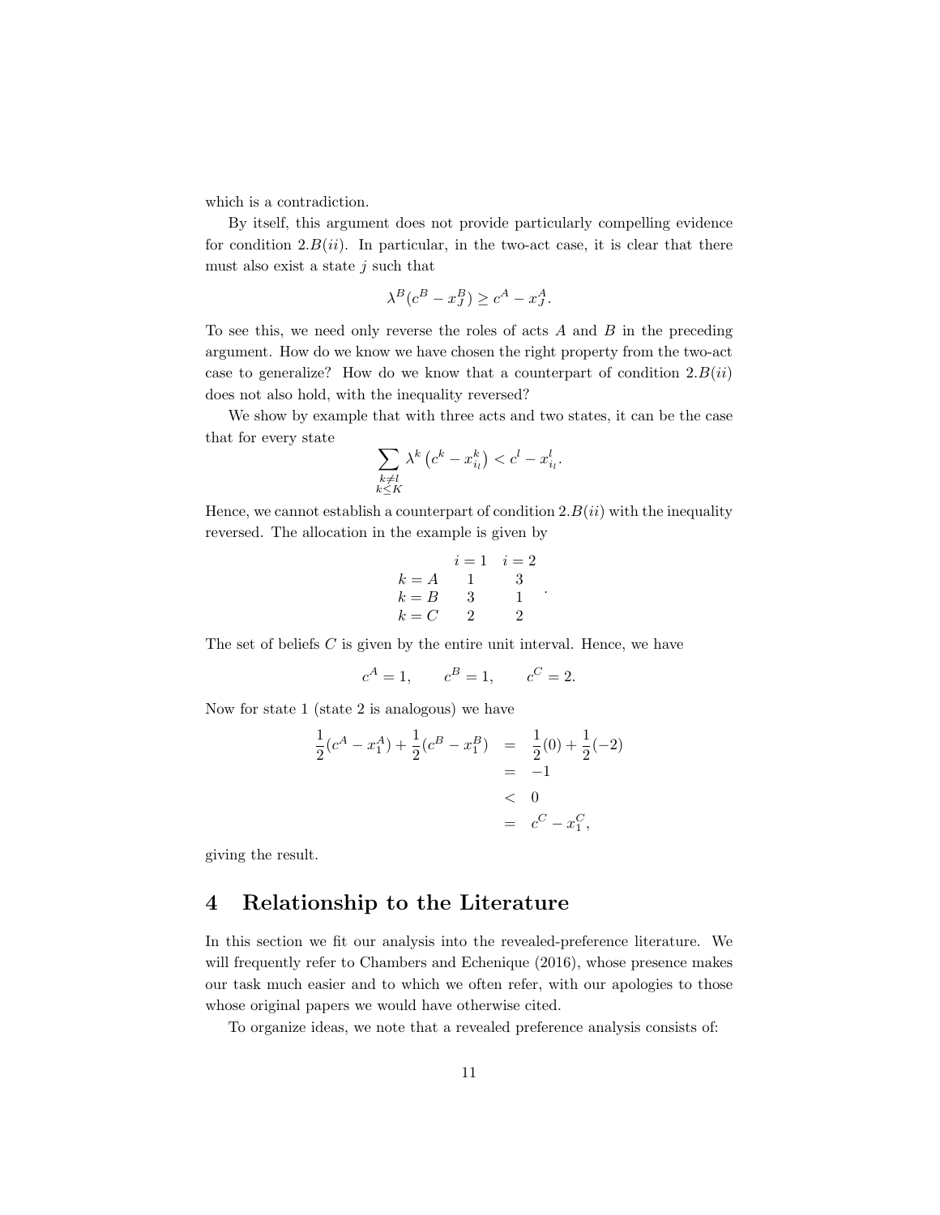which is a contradiction.

By itself, this argument does not provide particularly compelling evidence for condition $2.B(ii)$. In particular, in the two-act case, it is clear that there must also exist a state $j$ such that

$$\lambda^B(c^B - x^B_J) \geq c^A - x^A_J.$$

To see this, we need only reverse the roles of acts $A$ and $B$ in the preceding argument. How do we know we have chosen the right property from the two-act case to generalize? How do we know that a counterpart of condition $2.B(ii)$ does not also hold, with the inequality reversed?

We show by example that with three acts and two states, it can be the case that for every state

$$\sum_{\substack{k \neq l \\ k \leq K}} \lambda^k \left(c^k - x^k_{i_l}\right) < c^l - x^l_{i_l}.$$

Hence, we cannot establish a counterpart of condition $2.B(ii)$ with the inequality reversed. The allocation in the example is given by

|  | $i = 1$ | $i = 2$ |
|---|---|---|
| $k = A$ | 1 | 3 |
| $k = B$ | 3 | 1 |
| $k = C$ | 2 | 2 |

The set of beliefs $C$ is given by the entire unit interval. Hence, we have

$$c^A = 1, \qquad c^B = 1, \qquad c^C = 2.$$

Now for state 1 (state 2 is analogous) we have

$$\begin{aligned}
\frac{1}{2}(c^A - x^A_1) + \frac{1}{2}(c^B - x^B_1) &= \frac{1}{2}(0) + \frac{1}{2}(-2) \\
&= -1 \\
&< 0 \\
&= c^C - x^C_1,
\end{aligned}$$

giving the result.

# 4 Relationship to the Literature

In this section we fit our analysis into the revealed-preference literature. We will frequently refer to Chambers and Echenique (2016), whose presence makes our task much easier and to which we often refer, with our apologies to those whose original papers we would have otherwise cited.

To organize ideas, we note that a revealed preference analysis consists of: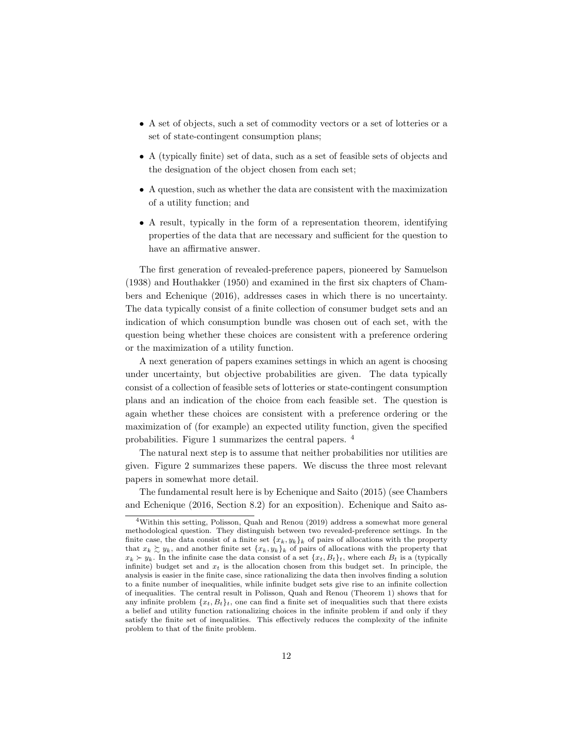- A set of objects, such a set of commodity vectors or a set of lotteries or a set of state-contingent consumption plans;
- A (typically finite) set of data, such as a set of feasible sets of objects and the designation of the object chosen from each set;
- A question, such as whether the data are consistent with the maximization of a utility function; and
- A result, typically in the form of a representation theorem, identifying properties of the data that are necessary and sufficient for the question to have an affirmative answer.

The first generation of revealed-preference papers, pioneered by Samuelson (1938) and Houthakker (1950) and examined in the first six chapters of Chambers and Echenique (2016), addresses cases in which there is no uncertainty. The data typically consist of a finite collection of consumer budget sets and an indication of which consumption bundle was chosen out of each set, with the question being whether these choices are consistent with a preference ordering or the maximization of a utility function.

A next generation of papers examines settings in which an agent is choosing under uncertainty, but objective probabilities are given. The data typically consist of a collection of feasible sets of lotteries or state-contingent consumption plans and an indication of the choice from each feasible set. The question is again whether these choices are consistent with a preference ordering or the maximization of (for example) an expected utility function, given the specified probabilities. Figure 1 summarizes the central papers. [4]

The natural next step is to assume that neither probabilities nor utilities are given. Figure 2 summarizes these papers. We discuss the three most relevant papers in somewhat more detail.

The fundamental result here is by Echenique and Saito (2015) (see Chambers and Echenique (2016, Section 8.2) for an exposition). Echenique and Saito as-

[4] Within this setting, Polisson, Quah and Renou (2019) address a somewhat more general methodological question. They distinguish between two revealed-preference settings. In the finite case, the data consist of a finite set $\{x_k, y_k\}_k$ of pairs of allocations with the property that $x_k \succsim y_k$, and another finite set $\{x_k, y_k\}_k$ of pairs of allocations with the property that $x_k \succ y_k$. In the infinite case the data consist of a set $\{x_t, B_t\}_t$, where each $B_t$ is a (typically infinite) budget set and $x_t$ is the allocation chosen from this budget set. In principle, the analysis is easier in the finite case, since rationalizing the data then involves finding a solution to a finite number of inequalities, while infinite budget sets give rise to an infinite collection of inequalities. The central result in Polisson, Quah and Renou (Theorem 1) shows that for any infinite problem $\{x_t, B_t\}_t$, one can find a finite set of inequalities such that there exists a belief and utility function rationalizing choices in the infinite problem if and only if they satisfy the finite set of inequalities. This effectively reduces the complexity of the infinite problem to that of the finite problem.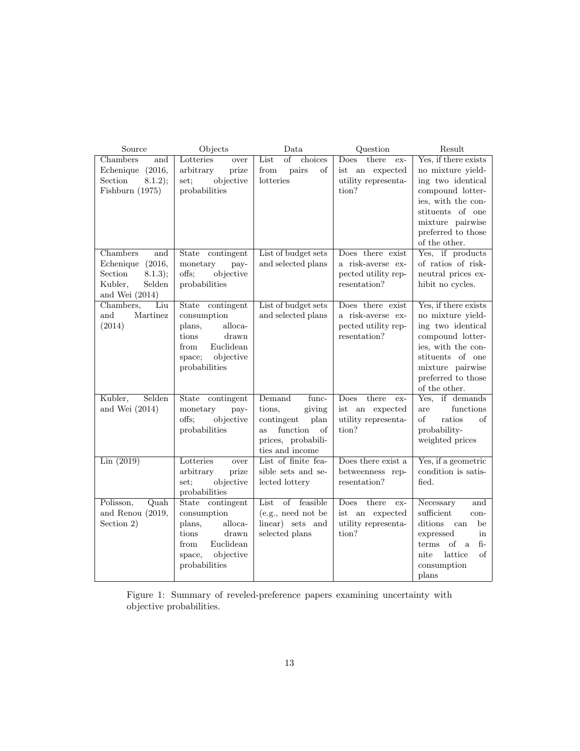| Source | Objects | Data | Question | Result |
|---|---|---|---|---|
| Chambers and Echenique (2016, Section 8.1.2); Fishburn (1975) | Lotteries over arbitrary prize set; objective probabilities | List of choices from pairs of lotteries | Does there exist an expected utility representation? | Yes, if there exists no mixture yielding two identical compound lotteries, with the constituents of one mixture pairwise preferred to those of the other. |
| Chambers and Echenique (2016, Section 8.1.3); Kubler, Selden and Wei (2014) | State contingent monetary payoffs; objective probabilities | List of budget sets and selected plans | Does there exist a risk-averse expected utility representation? | Yes, if products of ratios of risk-neutral prices exhibit no cycles. |
| Chambers, Liu and Martinez (2014) | State contingent consumption plans, allocations drawn from Euclidean space; objective probabilities | List of budget sets and selected plans | Does there exist a risk-averse expected utility representation? | Yes, if there exists no mixture yielding two identical compound lotteries, with the constituents of one mixture pairwise preferred to those of the other. |
| Kubler, Selden and Wei (2014) | State contingent monetary payoffs; objective probabilities | Demand functions, giving contingent plan as function of prices, probabilities and income | Does there exist an expected utility representation? | Yes, if demands are functions of ratios of probability-weighted prices |
| Lin (2019) | Lotteries over arbitrary prize set; objective probabilities | List of finite feasible sets and selected lottery | Does there exist a betweenness representation? | Yes, if a geometric condition is satisfied. |
| Polisson, Quah and Renou (2019, Section 2) | State contingent consumption plans, allocations drawn from Euclidean space, objective probabilities | List of feasible (e.g., need not be linear) sets and selected plans | Does there exist an expected utility representation? | Necessary and sufficient conditions can be expressed in terms of a finite lattice of consumption plans |

Figure 1: Summary of reveled-preference papers examining uncertainty with objective probabilities.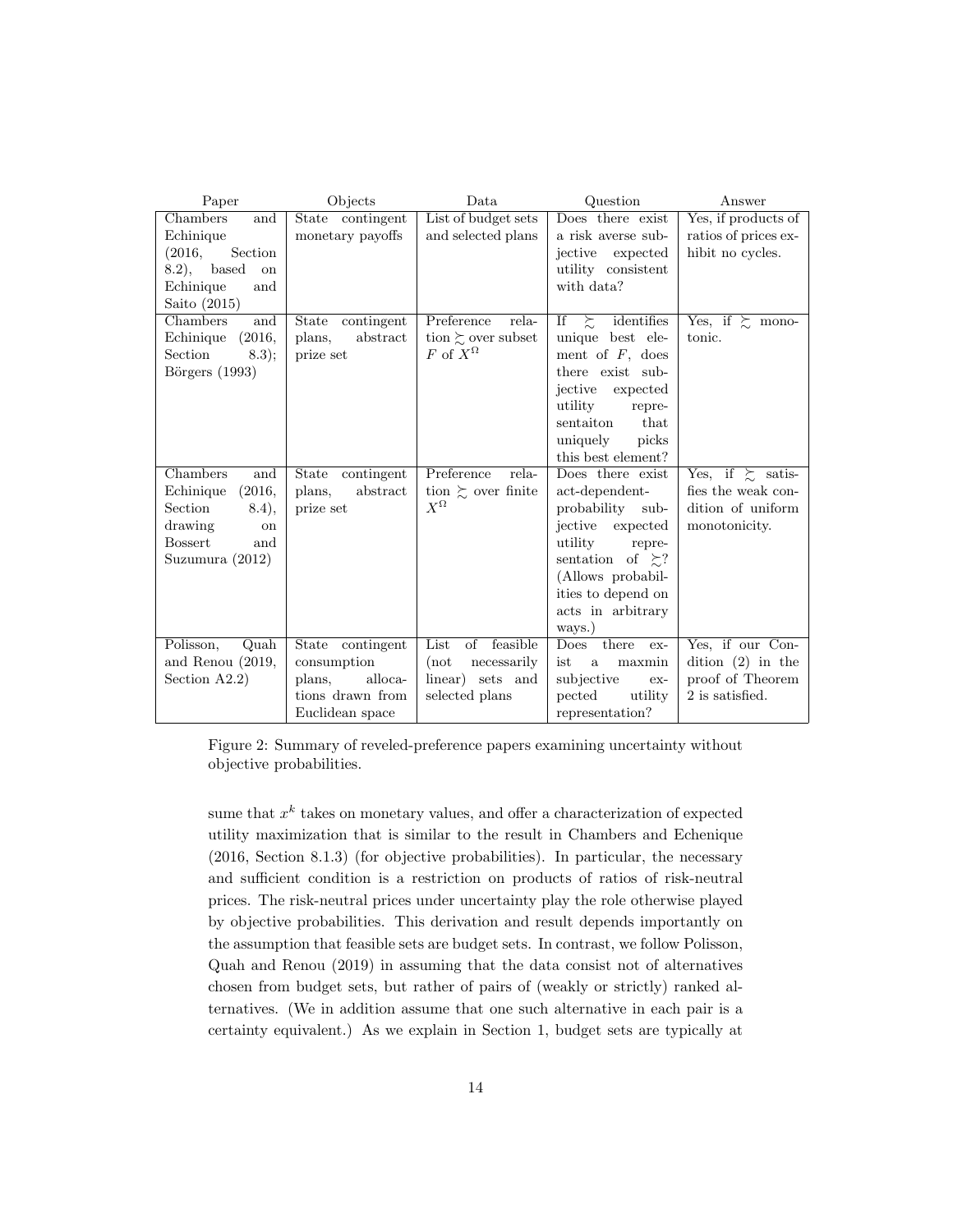| Paper | Objects | Data | Question | Answer |
|---|---|---|---|---|
| Chambers and Echinique (2016, Section 8.2), based on Echinique and Saito (2015) | State contingent monetary payoffs | List of budget sets and selected plans | Does there exist a risk averse subjective expected utility consistent with data? | Yes, if products of ratios of prices exhibit no cycles. |
| Chambers and Echinique (2016, Section 8.3); Börgers (1993) | State contingent plans, abstract prize set | Preference relation $\succsim$ over subset $F$ of $X^\Omega$ | If $\succsim$ identifies unique best element of $F$, does there exist subjective expected utility represen­taiton that uniquely picks this best element? | Yes, if $\succsim$ monotonic. |
| Chambers and Echinique (2016, Section 8.4), drawing on Bossert and Suzumura (2012) | State contingent plans, abstract prize set | Preference relation $\succsim$ over finite $X^\Omega$ | Does there exist act-dependent-probability subjective expected utility representation of $\succsim$? (Allows probabilities to depend on acts in arbitrary ways.) | Yes, if $\succsim$ satisfies the weak condition of uniform monotonicity. |
| Polisson, Quah and Renou (2019, Section A2.2) | State contingent consumption plans, allocations drawn from Euclidean space | List of feasible (not necessarily linear) sets and selected plans | Does there exist a maxmin subjective expected utility representation? | Yes, if our Condition (2) in the proof of Theorem 2 is satisfied. |

Figure 2: Summary of reveled-preference papers examining uncertainty without objective probabilities.

sume that $x^k$ takes on monetary values, and offer a characterization of expected utility maximization that is similar to the result in Chambers and Echenique (2016, Section 8.1.3) (for objective probabilities). In particular, the necessary and sufficient condition is a restriction on products of ratios of risk-neutral prices. The risk-neutral prices under uncertainty play the role otherwise played by objective probabilities. This derivation and result depends importantly on the assumption that feasible sets are budget sets. In contrast, we follow Polisson, Quah and Renou (2019) in assuming that the data consist not of alternatives chosen from budget sets, but rather of pairs of (weakly or strictly) ranked alternatives. (We in addition assume that one such alternative in each pair is a certainty equivalent.) As we explain in Section 1, budget sets are typically at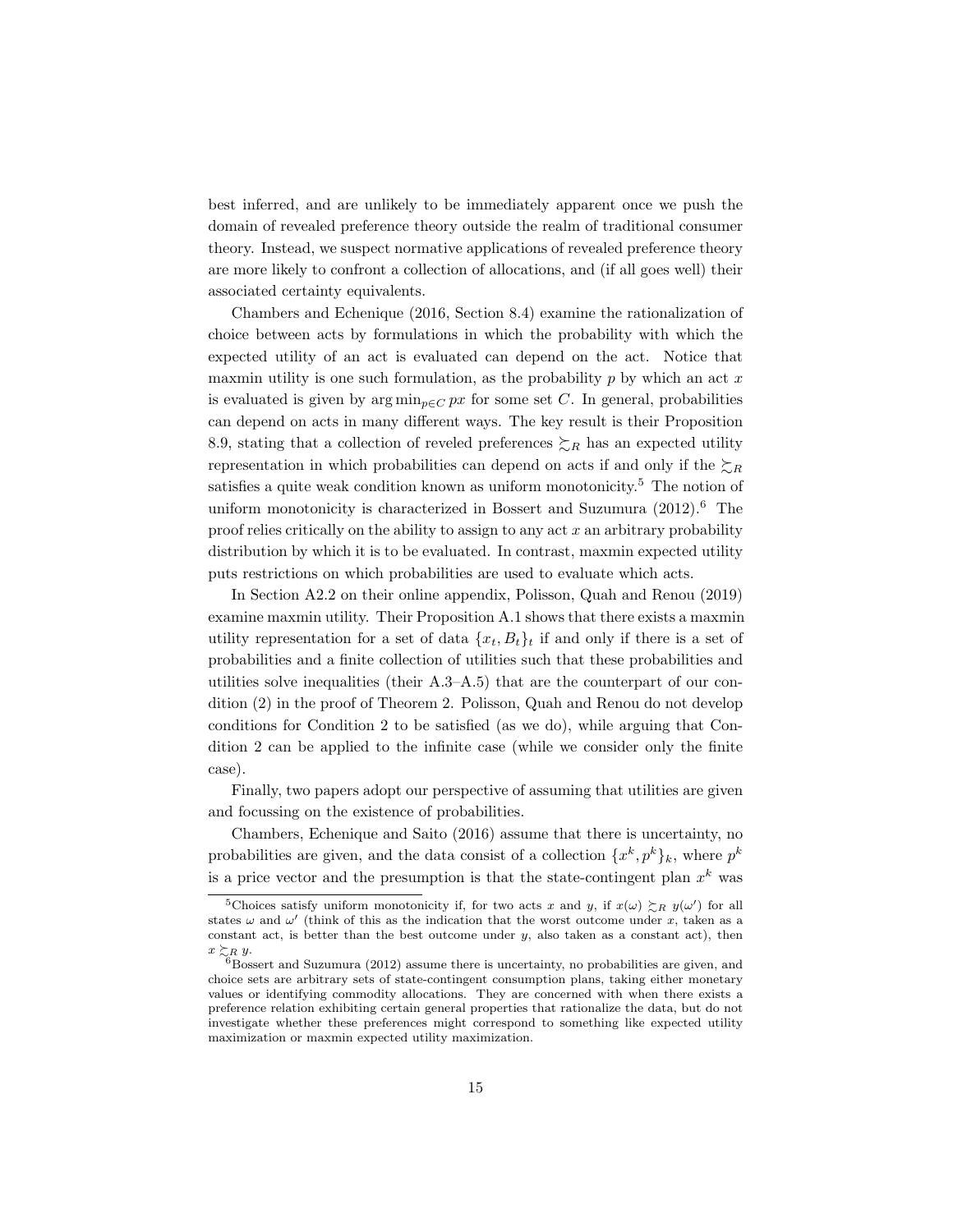best inferred, and are unlikely to be immediately apparent once we push the domain of revealed preference theory outside the realm of traditional consumer theory. Instead, we suspect normative applications of revealed preference theory are more likely to confront a collection of allocations, and (if all goes well) their associated certainty equivalents.

Chambers and Echenique (2016, Section 8.4) examine the rationalization of choice between acts by formulations in which the probability with which the expected utility of an act is evaluated can depend on the act. Notice that maxmin utility is one such formulation, as the probability $p$ by which an act $x$ is evaluated is given by $\arg\min_{p \in C} px$ for some set $C$. In general, probabilities can depend on acts in many different ways. The key result is their Proposition 8.9, stating that a collection of reveled preferences $\succsim_R$ has an expected utility representation in which probabilities can depend on acts if and only if the $\succsim_R$ satisfies a quite weak condition known as uniform monotonicity.[5] The notion of uniform monotonicity is characterized in Bossert and Suzumura (2012).[6] The proof relies critically on the ability to assign to any act $x$ an arbitrary probability distribution by which it is to be evaluated. In contrast, maxmin expected utility puts restrictions on which probabilities are used to evaluate which acts.

In Section A2.2 on their online appendix, Polisson, Quah and Renou (2019) examine maxmin utility. Their Proposition A.1 shows that there exists a maxmin utility representation for a set of data $\{x_t, B_t\}_t$ if and only if there is a set of probabilities and a finite collection of utilities such that these probabilities and utilities solve inequalities (their A.3–A.5) that are the counterpart of our condition (2) in the proof of Theorem 2. Polisson, Quah and Renou do not develop conditions for Condition 2 to be satisfied (as we do), while arguing that Condition 2 can be applied to the infinite case (while we consider only the finite case).

Finally, two papers adopt our perspective of assuming that utilities are given and focussing on the existence of probabilities.

Chambers, Echenique and Saito (2016) assume that there is uncertainty, no probabilities are given, and the data consist of a collection $\{x^k, p^k\}_k$, where $p^k$ is a price vector and the presumption is that the state-contingent plan $x^k$ was

[5] Choices satisfy uniform monotonicity if, for two acts $x$ and $y$, if $x(\omega) \succsim_R y(\omega')$ for all states $\omega$ and $\omega'$ (think of this as the indication that the worst outcome under $x$, taken as a constant act, is better than the best outcome under $y$, also taken as a constant act), then $x \succsim_R y$.

[6] Bossert and Suzumura (2012) assume there is uncertainty, no probabilities are given, and choice sets are arbitrary sets of state-contingent consumption plans, taking either monetary values or identifying commodity allocations. They are concerned with when there exists a preference relation exhibiting certain general properties that rationalize the data, but do not investigate whether these preferences might correspond to something like expected utility maximization or maxmin expected utility maximization.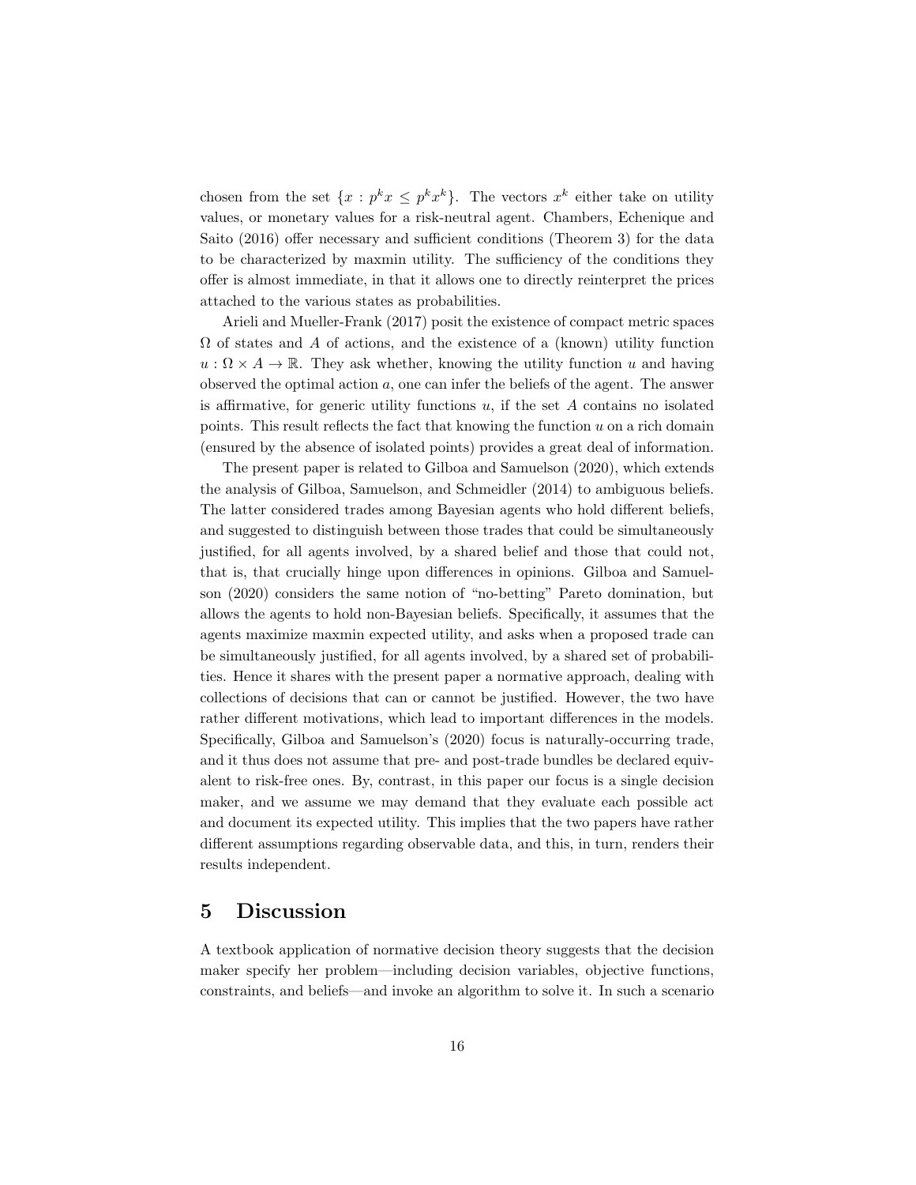chosen from the set $\{x : p^k x \leq p^k x^k\}$. The vectors $x^k$ either take on utility values, or monetary values for a risk-neutral agent. Chambers, Echenique and Saito (2016) offer necessary and sufficient conditions (Theorem 3) for the data to be characterized by maxmin utility. The sufficiency of the conditions they offer is almost immediate, in that it allows one to directly reinterpret the prices attached to the various states as probabilities.

Arieli and Mueller-Frank (2017) posit the existence of compact metric spaces $\Omega$ of states and $A$ of actions, and the existence of a (known) utility function $u : \Omega \times A \to \mathbb{R}$. They ask whether, knowing the utility function $u$ and having observed the optimal action $a$, one can infer the beliefs of the agent. The answer is affirmative, for generic utility functions $u$, if the set $A$ contains no isolated points. This result reflects the fact that knowing the function $u$ on a rich domain (ensured by the absence of isolated points) provides a great deal of information.

The present paper is related to Gilboa and Samuelson (2020), which extends the analysis of Gilboa, Samuelson, and Schmeidler (2014) to ambiguous beliefs. The latter considered trades among Bayesian agents who hold different beliefs, and suggested to distinguish between those trades that could be simultaneously justified, for all agents involved, by a shared belief and those that could not, that is, that crucially hinge upon differences in opinions. Gilboa and Samuelson (2020) considers the same notion of "no-betting" Pareto domination, but allows the agents to hold non-Bayesian beliefs. Specifically, it assumes that the agents maximize maxmin expected utility, and asks when a proposed trade can be simultaneously justified, for all agents involved, by a shared set of probabilities. Hence it shares with the present paper a normative approach, dealing with collections of decisions that can or cannot be justified. However, the two have rather different motivations, which lead to important differences in the models. Specifically, Gilboa and Samuelson's (2020) focus is naturally-occurring trade, and it thus does not assume that pre- and post-trade bundles be declared equivalent to risk-free ones. By, contrast, in this paper our focus is a single decision maker, and we assume we may demand that they evaluate each possible act and document its expected utility. This implies that the two papers have rather different assumptions regarding observable data, and this, in turn, renders their results independent.

# 5 Discussion

A textbook application of normative decision theory suggests that the decision maker specify her problem—including decision variables, objective functions, constraints, and beliefs—and invoke an algorithm to solve it. In such a scenario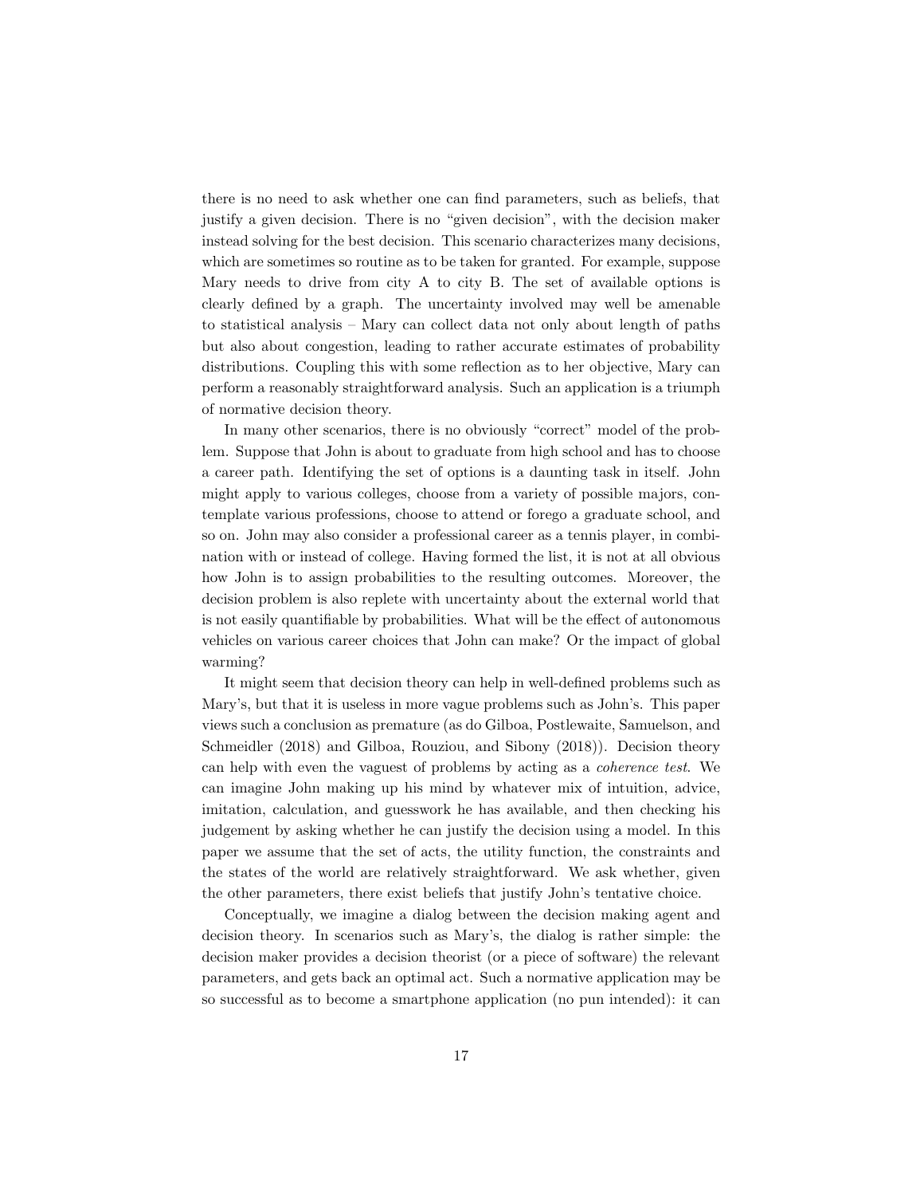there is no need to ask whether one can find parameters, such as beliefs, that justify a given decision. There is no "given decision", with the decision maker instead solving for the best decision. This scenario characterizes many decisions, which are sometimes so routine as to be taken for granted. For example, suppose Mary needs to drive from city A to city B. The set of available options is clearly defined by a graph. The uncertainty involved may well be amenable to statistical analysis – Mary can collect data not only about length of paths but also about congestion, leading to rather accurate estimates of probability distributions. Coupling this with some reflection as to her objective, Mary can perform a reasonably straightforward analysis. Such an application is a triumph of normative decision theory.

In many other scenarios, there is no obviously "correct" model of the problem. Suppose that John is about to graduate from high school and has to choose a career path. Identifying the set of options is a daunting task in itself. John might apply to various colleges, choose from a variety of possible majors, contemplate various professions, choose to attend or forego a graduate school, and so on. John may also consider a professional career as a tennis player, in combination with or instead of college. Having formed the list, it is not at all obvious how John is to assign probabilities to the resulting outcomes. Moreover, the decision problem is also replete with uncertainty about the external world that is not easily quantifiable by probabilities. What will be the effect of autonomous vehicles on various career choices that John can make? Or the impact of global warming?

It might seem that decision theory can help in well-defined problems such as Mary's, but that it is useless in more vague problems such as John's. This paper views such a conclusion as premature (as do Gilboa, Postlewaite, Samuelson, and Schmeidler (2018) and Gilboa, Rouziou, and Sibony (2018)). Decision theory can help with even the vaguest of problems by acting as a *coherence test*. We can imagine John making up his mind by whatever mix of intuition, advice, imitation, calculation, and guesswork he has available, and then checking his judgement by asking whether he can justify the decision using a model. In this paper we assume that the set of acts, the utility function, the constraints and the states of the world are relatively straightforward. We ask whether, given the other parameters, there exist beliefs that justify John's tentative choice.

Conceptually, we imagine a dialog between the decision making agent and decision theory. In scenarios such as Mary's, the dialog is rather simple: the decision maker provides a decision theorist (or a piece of software) the relevant parameters, and gets back an optimal act. Such a normative application may be so successful as to become a smartphone application (no pun intended): it can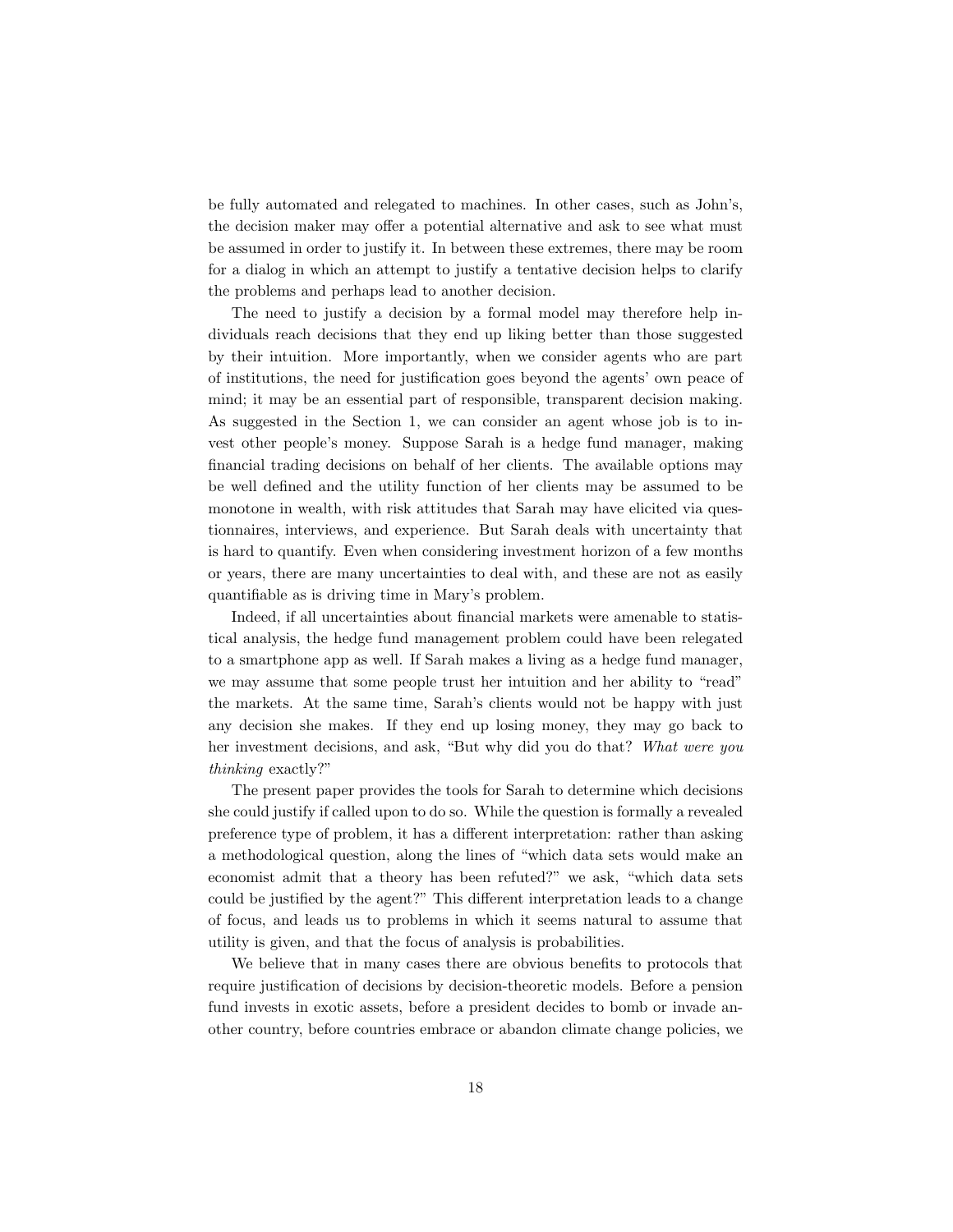be fully automated and relegated to machines. In other cases, such as John's, the decision maker may offer a potential alternative and ask to see what must be assumed in order to justify it. In between these extremes, there may be room for a dialog in which an attempt to justify a tentative decision helps to clarify the problems and perhaps lead to another decision.

The need to justify a decision by a formal model may therefore help individuals reach decisions that they end up liking better than those suggested by their intuition. More importantly, when we consider agents who are part of institutions, the need for justification goes beyond the agents' own peace of mind; it may be an essential part of responsible, transparent decision making. As suggested in the Section 1, we can consider an agent whose job is to invest other people's money. Suppose Sarah is a hedge fund manager, making financial trading decisions on behalf of her clients. The available options may be well defined and the utility function of her clients may be assumed to be monotone in wealth, with risk attitudes that Sarah may have elicited via questionnaires, interviews, and experience. But Sarah deals with uncertainty that is hard to quantify. Even when considering investment horizon of a few months or years, there are many uncertainties to deal with, and these are not as easily quantifiable as is driving time in Mary's problem.

Indeed, if all uncertainties about financial markets were amenable to statistical analysis, the hedge fund management problem could have been relegated to a smartphone app as well. If Sarah makes a living as a hedge fund manager, we may assume that some people trust her intuition and her ability to "read" the markets. At the same time, Sarah's clients would not be happy with just any decision she makes. If they end up losing money, they may go back to her investment decisions, and ask, "But why did you do that? *What were you thinking* exactly?"

The present paper provides the tools for Sarah to determine which decisions she could justify if called upon to do so. While the question is formally a revealed preference type of problem, it has a different interpretation: rather than asking a methodological question, along the lines of "which data sets would make an economist admit that a theory has been refuted?" we ask, "which data sets could be justified by the agent?" This different interpretation leads to a change of focus, and leads us to problems in which it seems natural to assume that utility is given, and that the focus of analysis is probabilities.

We believe that in many cases there are obvious benefits to protocols that require justification of decisions by decision-theoretic models. Before a pension fund invests in exotic assets, before a president decides to bomb or invade another country, before countries embrace or abandon climate change policies, we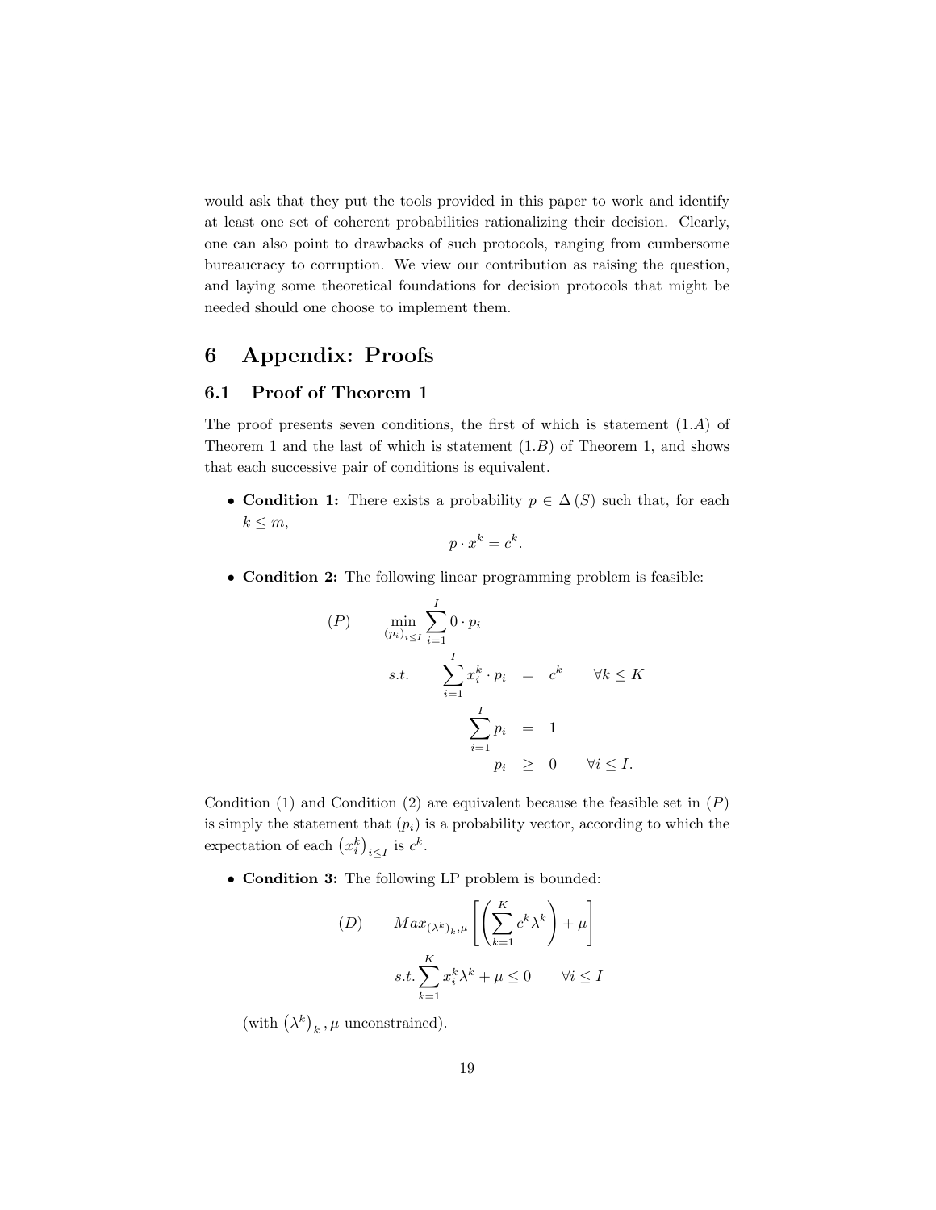would ask that they put the tools provided in this paper to work and identify at least one set of coherent probabilities rationalizing their decision. Clearly, one can also point to drawbacks of such protocols, ranging from cumbersome bureaucracy to corruption. We view our contribution as raising the question, and laying some theoretical foundations for decision protocols that might be needed should one choose to implement them.

# 6 Appendix: Proofs

## 6.1 Proof of Theorem 1

The proof presents seven conditions, the first of which is statement $(1.A)$ of Theorem 1 and the last of which is statement $(1.B)$ of Theorem 1, and shows that each successive pair of conditions is equivalent.

- **Condition 1:** There exists a probability $p \in \Delta(S)$ such that, for each $k \leq m$,

$$p \cdot x^k = c^k.$$

- **Condition 2:** The following linear programming problem is feasible:

$$
\begin{array}{llrcll}
(P) & \min\limits_{(p_i)_{i\leq I}} \sum\limits_{i=1}^{I} 0 \cdot p_i & & & & \\
 & s.t. & \sum\limits_{i=1}^{I} x_i^k \cdot p_i & = & c^k & \forall k \leq K \\
 & & \sum\limits_{i=1}^{I} p_i & = & 1 & \\
 & & p_i & \geq & 0 & \forall i \leq I.
\end{array}
$$

Condition (1) and Condition (2) are equivalent because the feasible set in $(P)$ is simply the statement that $(p_i)$ is a probability vector, according to which the expectation of each $\left(x_i^k\right)_{i\leq I}$ is $c^k$.

- **Condition 3:** The following LP problem is bounded:

$$
\begin{array}{ll}
(D) & Max_{(\lambda^k)_k, \mu} \left[ \left( \sum\limits_{k=1}^{K} c^k \lambda^k \right) + \mu \right] \\
 & s.t. \sum\limits_{k=1}^{K} x_i^k \lambda^k + \mu \leq 0 \qquad \forall i \leq I
\end{array}
$$

(with $\left(\lambda^k\right)_k, \mu$ unconstrained).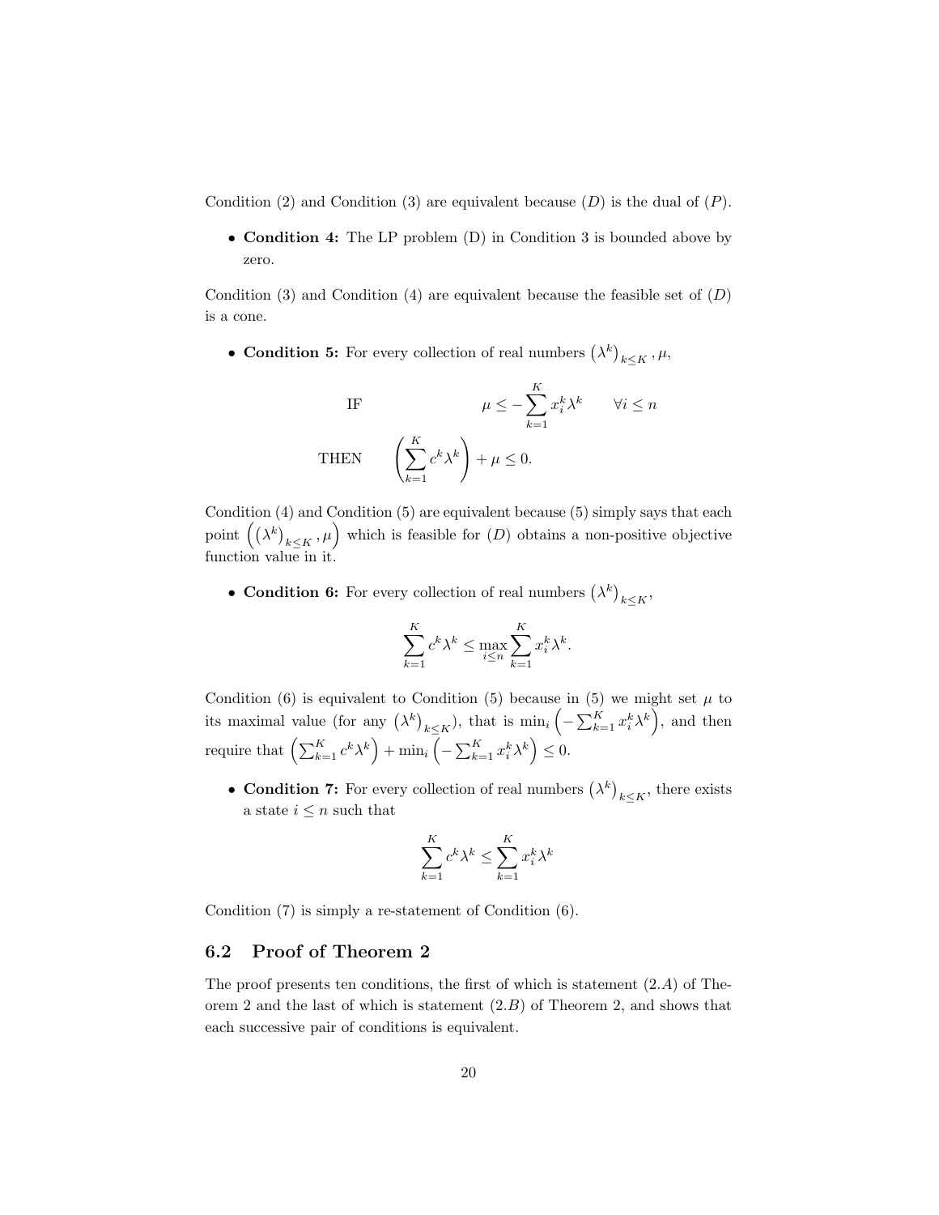Condition (2) and Condition (3) are equivalent because $(D)$ is the dual of $(P)$.

- **Condition 4:** The LP problem (D) in Condition 3 is bounded above by zero.

Condition (3) and Condition (4) are equivalent because the feasible set of $(D)$ is a cone.

- **Condition 5:** For every collection of real numbers $\left(\lambda^k\right)_{k\leq K}, \mu$,

$$\text{IF} \qquad \mu \leq -\sum_{k=1}^{K} x_i^k \lambda^k \qquad \forall i \leq n$$

$$\text{THEN} \qquad \left(\sum_{k=1}^{K} c^k \lambda^k\right) + \mu \leq 0.$$

Condition (4) and Condition (5) are equivalent because (5) simply says that each point $\left(\left(\lambda^k\right)_{k\leq K}, \mu\right)$ which is feasible for $(D)$ obtains a non-positive objective function value in it.

- **Condition 6:** For every collection of real numbers $\left(\lambda^k\right)_{k\leq K}$,

$$\sum_{k=1}^{K} c^k \lambda^k \leq \max_{i\leq n} \sum_{k=1}^{K} x_i^k \lambda^k.$$

Condition (6) is equivalent to Condition (5) because in (5) we might set $\mu$ to its maximal value (for any $\left(\lambda^k\right)_{k\leq K}$), that is $\min_i \left(-\sum_{k=1}^{K} x_i^k \lambda^k\right)$, and then require that $\left(\sum_{k=1}^{K} c^k \lambda^k\right) + \min_i \left(-\sum_{k=1}^{K} x_i^k \lambda^k\right) \leq 0$.

- **Condition 7:** For every collection of real numbers $\left(\lambda^k\right)_{k\leq K}$, there exists a state $i \leq n$ such that

$$\sum_{k=1}^{K} c^k \lambda^k \leq \sum_{k=1}^{K} x_i^k \lambda^k$$

Condition (7) is simply a re-statement of Condition (6).

## 6.2 Proof of Theorem 2

The proof presents ten conditions, the first of which is statement $(2.A)$ of Theorem 2 and the last of which is statement $(2.B)$ of Theorem 2, and shows that each successive pair of conditions is equivalent.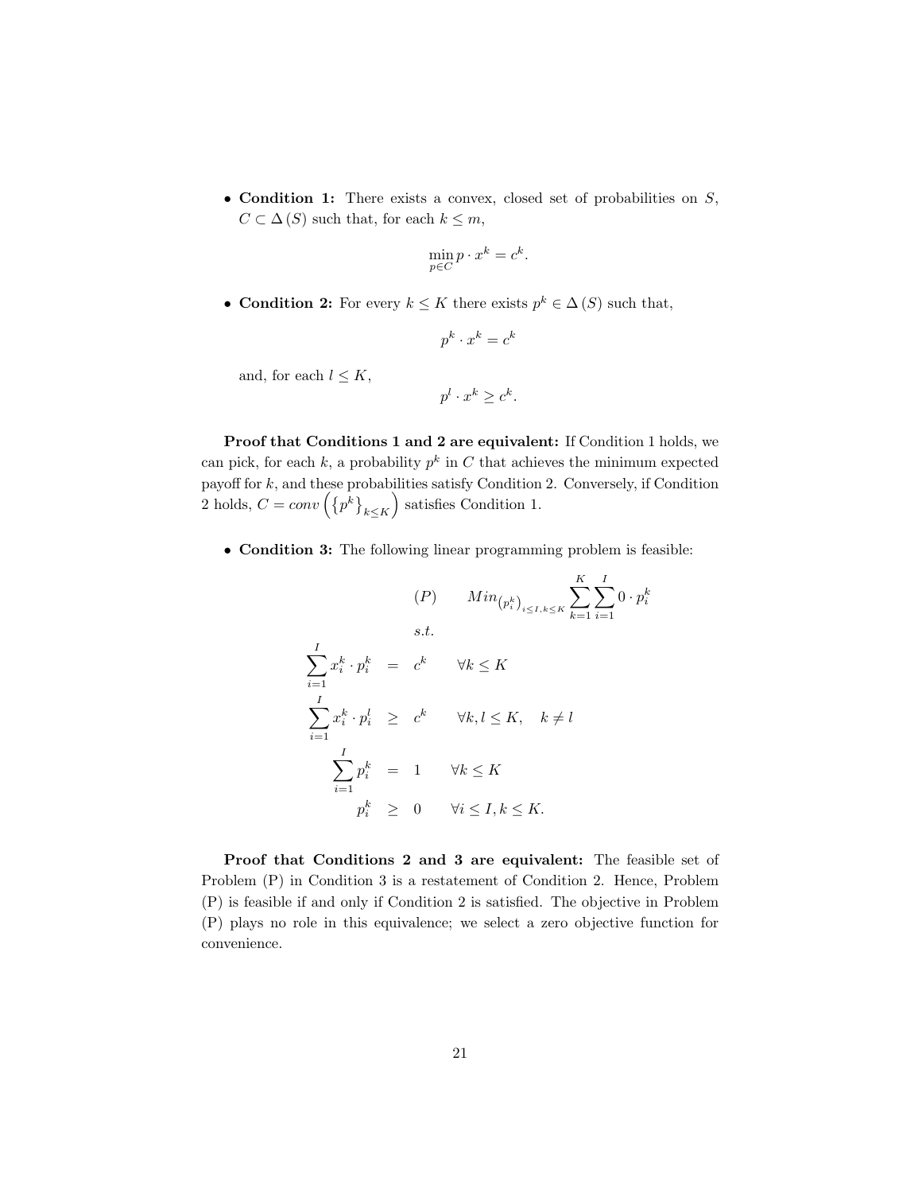- **Condition 1:** There exists a convex, closed set of probabilities on $S$, $C \subset \Delta(S)$ such that, for each $k \leq m$,

$$\min_{p \in C} p \cdot x^k = c^k.$$

- **Condition 2:** For every $k \leq K$ there exists $p^k \in \Delta(S)$ such that,

$$p^k \cdot x^k = c^k$$

  and, for each $l \leq K$,

$$p^l \cdot x^k \geq c^k.$$

**Proof that Conditions 1 and 2 are equivalent:** If Condition 1 holds, we can pick, for each $k$, a probability $p^k$ in $C$ that achieves the minimum expected payoff for $k$, and these probabilities satisfy Condition 2. Conversely, if Condition 2 holds, $C = conv\left(\left\{p^k\right\}_{k \leq K}\right)$ satisfies Condition 1.

- **Condition 3:** The following linear programming problem is feasible:

$$
\begin{aligned}
(P) \qquad & Min_{\left(p_i^k\right)_{i \leq I, k \leq K}} \sum_{k=1}^{K} \sum_{i=1}^{I} 0 \cdot p_i^k \\
& s.t. \\
\sum_{i=1}^{I} x_i^k \cdot p_i^k &= c^k \qquad \forall k \leq K \\
\sum_{i=1}^{I} x_i^k \cdot p_i^l &\geq c^k \qquad \forall k, l \leq K, \quad k \neq l \\
\sum_{i=1}^{I} p_i^k &= 1 \qquad \forall k \leq K \\
p_i^k &\geq 0 \qquad \forall i \leq I, k \leq K.
\end{aligned}
$$

**Proof that Conditions 2 and 3 are equivalent:** The feasible set of Problem (P) in Condition 3 is a restatement of Condition 2. Hence, Problem (P) is feasible if and only if Condition 2 is satisfied. The objective in Problem (P) plays no role in this equivalence; we select a zero objective function for convenience.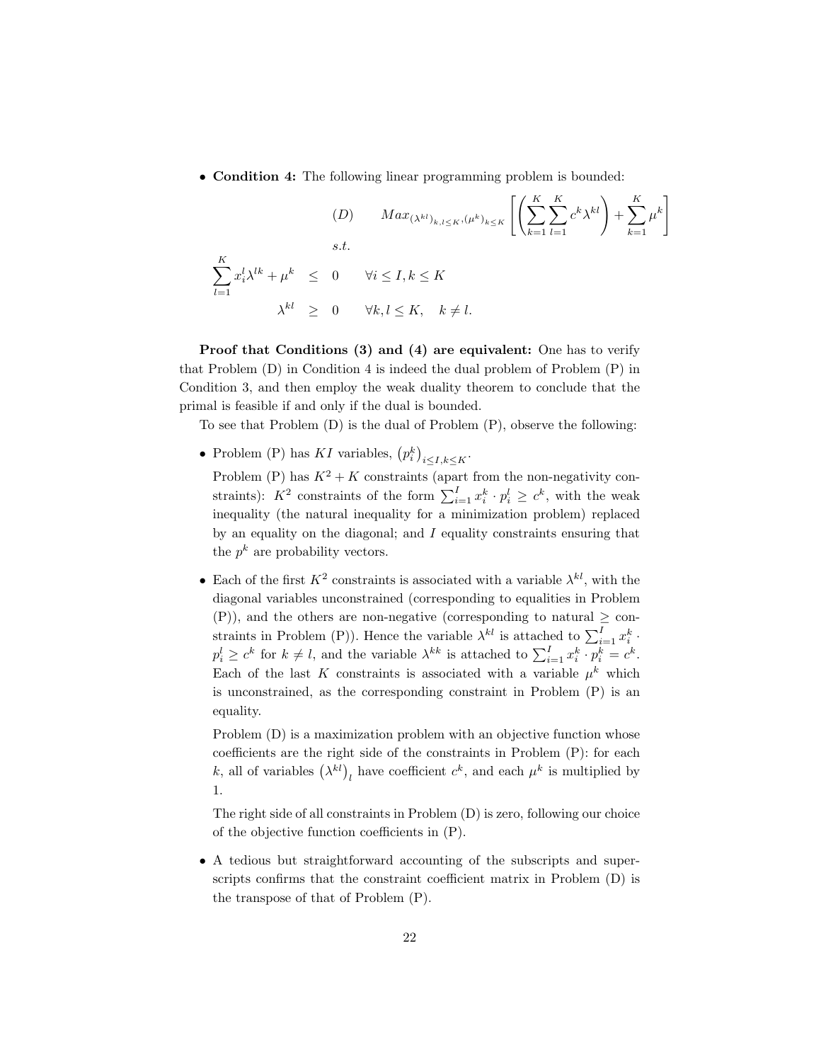- **Condition 4:** The following linear programming problem is bounded:

$$(D) \qquad Max_{(\lambda^{kl})_{k,l\leq K},(\mu^k)_{k\leq K}} \left[ \left( \sum_{k=1}^{K} \sum_{l=1}^{K} c^k \lambda^{kl} \right) + \sum_{k=1}^{K} \mu^k \right]$$

$$s.t.$$

$$\sum_{l=1}^{K} x_i^l \lambda^{lk} + \mu^k \leq 0 \qquad \forall i \leq I, k \leq K$$

$$\lambda^{kl} \geq 0 \qquad \forall k, l \leq K, \quad k \neq l.$$

**Proof that Conditions (3) and (4) are equivalent:** One has to verify that Problem (D) in Condition 4 is indeed the dual problem of Problem (P) in Condition 3, and then employ the weak duality theorem to conclude that the primal is feasible if and only if the dual is bounded.

To see that Problem (D) is the dual of Problem (P), observe the following:

- Problem (P) has $KI$ variables, $\left(p_i^k\right)_{i\leq I,k\leq K}$.

  Problem (P) has $K^2 + K$ constraints (apart from the non-negativity constraints): $K^2$ constraints of the form $\sum_{i=1}^{I} x_i^k \cdot p_i^l \geq c^k$, with the weak inequality (the natural inequality for a minimization problem) replaced by an equality on the diagonal; and $I$ equality constraints ensuring that the $p^k$ are probability vectors.

- Each of the first $K^2$ constraints is associated with a variable $\lambda^{kl}$, with the diagonal variables unconstrained (corresponding to equalities in Problem (P)), and the others are non-negative (corresponding to natural $\geq$ constraints in Problem (P)). Hence the variable $\lambda^{kl}$ is attached to $\sum_{i=1}^{I} x_i^k \cdot p_i^l \geq c^k$ for $k \neq l$, and the variable $\lambda^{kk}$ is attached to $\sum_{i=1}^{I} x_i^k \cdot p_i^k = c^k$. Each of the last $K$ constraints is associated with a variable $\mu^k$ which is unconstrained, as the corresponding constraint in Problem (P) is an equality.

  Problem (D) is a maximization problem with an objective function whose coefficients are the right side of the constraints in Problem (P): for each $k$, all of variables $\left(\lambda^{kl}\right)_l$ have coefficient $c^k$, and each $\mu^k$ is multiplied by 1.

  The right side of all constraints in Problem (D) is zero, following our choice of the objective function coefficients in (P).

- A tedious but straightforward accounting of the subscripts and superscripts confirms that the constraint coefficient matrix in Problem (D) is the transpose of that of Problem (P).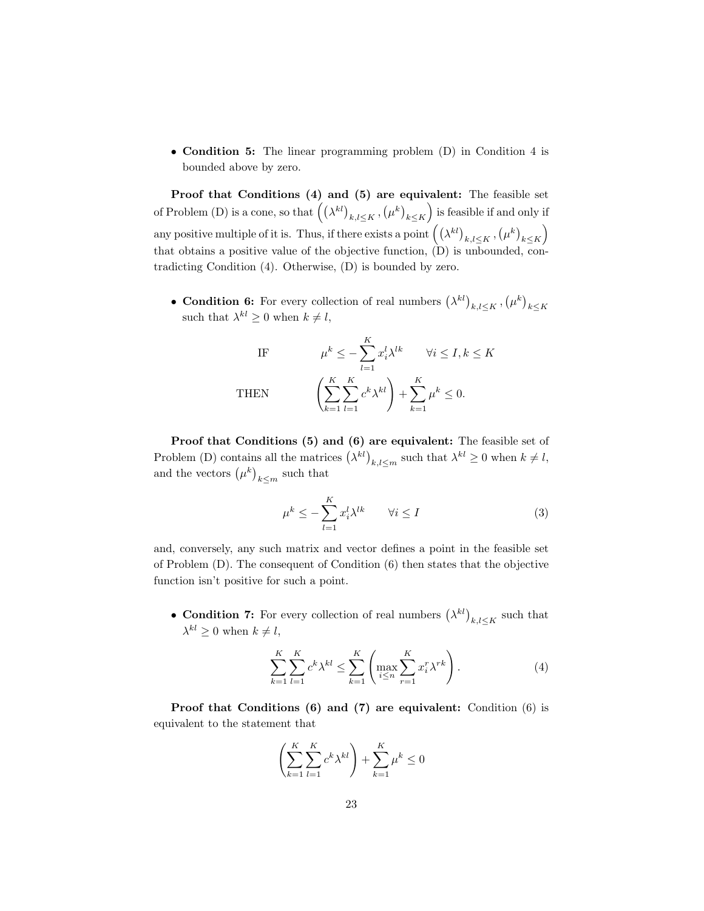- **Condition 5:** The linear programming problem (D) in Condition 4 is bounded above by zero.

**Proof that Conditions (4) and (5) are equivalent:** The feasible set of Problem (D) is a cone, so that $\left(\left(\lambda^{kl}\right)_{k,l\leq K}, \left(\mu^{k}\right)_{k\leq K}\right)$ is feasible if and only if any positive multiple of it is. Thus, if there exists a point $\left(\left(\lambda^{kl}\right)_{k,l\leq K}, \left(\mu^{k}\right)_{k\leq K}\right)$ that obtains a positive value of the objective function, (D) is unbounded, contradicting Condition (4). Otherwise, (D) is bounded by zero.

- **Condition 6:** For every collection of real numbers $\left(\lambda^{kl}\right)_{k,l\leq K}, \left(\mu^{k}\right)_{k\leq K}$ such that $\lambda^{kl} \geq 0$ when $k \neq l$,

$$\text{IF} \qquad \mu^{k} \leq -\sum_{l=1}^{K} x_i^l \lambda^{lk} \qquad \forall i \leq I, k \leq K$$

$$\text{THEN} \qquad \left(\sum_{k=1}^{K}\sum_{l=1}^{K} c^k \lambda^{kl}\right) + \sum_{k=1}^{K} \mu^k \leq 0.$$

**Proof that Conditions (5) and (6) are equivalent:** The feasible set of Problem (D) contains all the matrices $\left(\lambda^{kl}\right)_{k,l\leq m}$ such that $\lambda^{kl} \geq 0$ when $k \neq l$, and the vectors $\left(\mu^{k}\right)_{k\leq m}$ such that

$$\mu^{k} \leq -\sum_{l=1}^{K} x_i^l \lambda^{lk} \qquad \forall i \leq I \tag{3}$$

and, conversely, any such matrix and vector defines a point in the feasible set of Problem (D). The consequent of Condition (6) then states that the objective function isn't positive for such a point.

- **Condition 7:** For every collection of real numbers $\left(\lambda^{kl}\right)_{k,l\leq K}$ such that $\lambda^{kl} \geq 0$ when $k \neq l$,

$$\sum_{k=1}^{K}\sum_{l=1}^{K} c^k \lambda^{kl} \leq \sum_{k=1}^{K}\left(\max_{i\leq n}\sum_{r=1}^{K} x_i^r \lambda^{rk}\right). \tag{4}$$

**Proof that Conditions (6) and (7) are equivalent:** Condition (6) is equivalent to the statement that

$$\left(\sum_{k=1}^{K}\sum_{l=1}^{K} c^k \lambda^{kl}\right) + \sum_{k=1}^{K} \mu^k \leq 0$$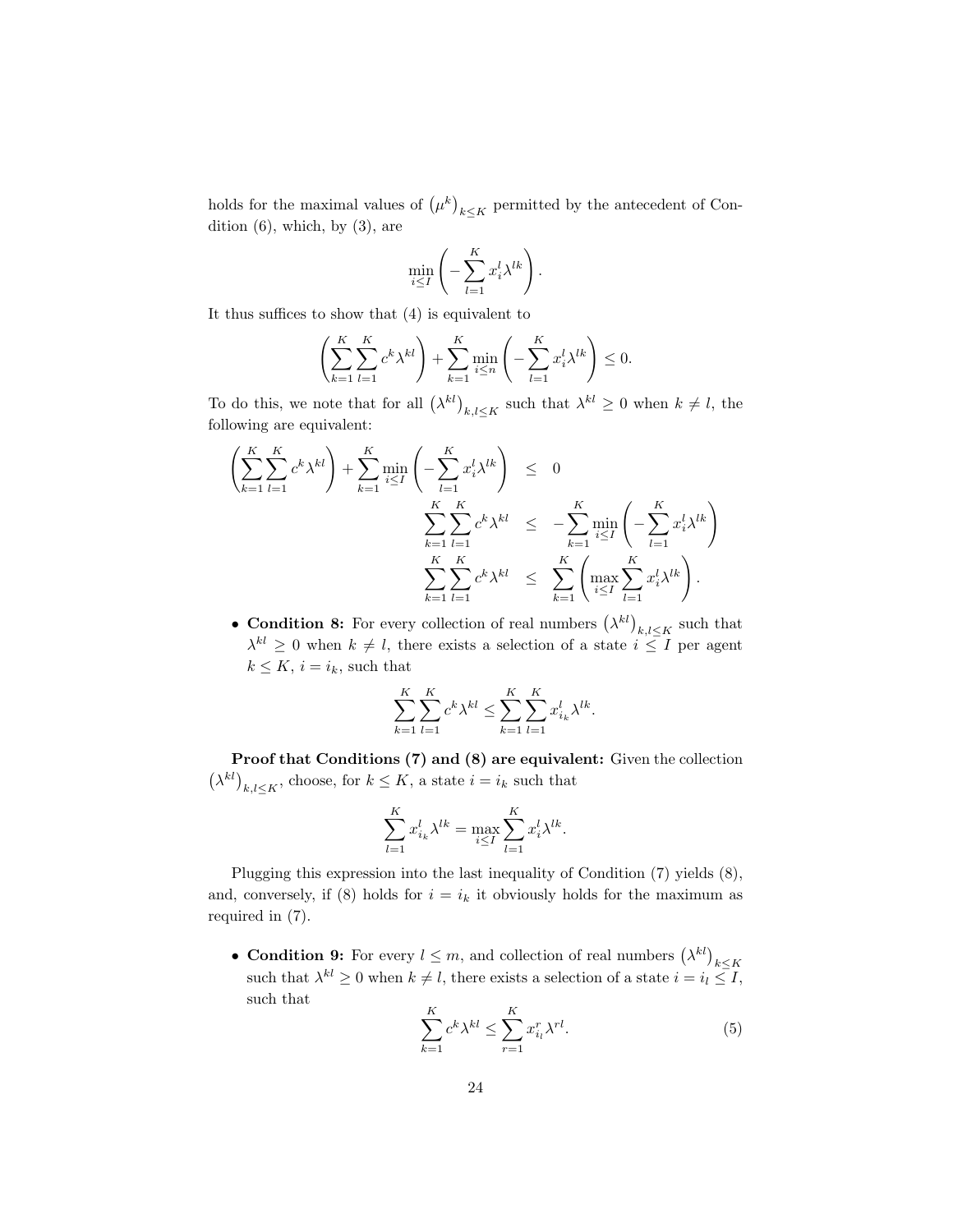holds for the maximal values of $\left(\mu^k\right)_{k\leq K}$ permitted by the antecedent of Condition (6), which, by (3), are

$$\min_{i\leq I}\left(-\sum_{l=1}^{K} x_i^l \lambda^{lk}\right).$$

It thus suffices to show that (4) is equivalent to

$$\left(\sum_{k=1}^{K}\sum_{l=1}^{K} c^k \lambda^{kl}\right) + \sum_{k=1}^{K} \min_{i\leq n}\left(-\sum_{l=1}^{K} x_i^l \lambda^{lk}\right) \leq 0.$$

To do this, we note that for all $\left(\lambda^{kl}\right)_{k,l\leq K}$ such that $\lambda^{kl} \geq 0$ when $k \neq l$, the following are equivalent:

$$\begin{aligned}
\left(\sum_{k=1}^{K}\sum_{l=1}^{K} c^k \lambda^{kl}\right) + \sum_{k=1}^{K} \min_{i\leq I}\left(-\sum_{l=1}^{K} x_i^l \lambda^{lk}\right) &\leq 0 \\
\sum_{k=1}^{K}\sum_{l=1}^{K} c^k \lambda^{kl} &\leq -\sum_{k=1}^{K} \min_{i\leq I}\left(-\sum_{l=1}^{K} x_i^l \lambda^{lk}\right) \\
\sum_{k=1}^{K}\sum_{l=1}^{K} c^k \lambda^{kl} &\leq \sum_{k=1}^{K}\left(\max_{i\leq I}\sum_{l=1}^{K} x_i^l \lambda^{lk}\right).
\end{aligned}$$

- **Condition 8:** For every collection of real numbers $\left(\lambda^{kl}\right)_{k,l\leq K}$ such that $\lambda^{kl} \geq 0$ when $k \neq l$, there exists a selection of a state $i \leq I$ per agent $k \leq K$, $i = i_k$, such that

$$\sum_{k=1}^{K}\sum_{l=1}^{K} c^k \lambda^{kl} \leq \sum_{k=1}^{K}\sum_{l=1}^{K} x_{i_k}^l \lambda^{lk}.$$

**Proof that Conditions (7) and (8) are equivalent:** Given the collection $\left(\lambda^{kl}\right)_{k,l\leq K}$, choose, for $k \leq K$, a state $i = i_k$ such that

$$\sum_{l=1}^{K} x_{i_k}^l \lambda^{lk} = \max_{i\leq I}\sum_{l=1}^{K} x_i^l \lambda^{lk}.$$

Plugging this expression into the last inequality of Condition (7) yields (8), and, conversely, if (8) holds for $i = i_k$ it obviously holds for the maximum as required in (7).

- **Condition 9:** For every $l \leq m$, and collection of real numbers $\left(\lambda^{kl}\right)_{k\leq K}$ such that $\lambda^{kl} \geq 0$ when $k \neq l$, there exists a selection of a state $i = i_l \leq I$, such that

$$\sum_{k=1}^{K} c^k \lambda^{kl} \leq \sum_{r=1}^{K} x_{i_l}^r \lambda^{rl}. \tag{5}$$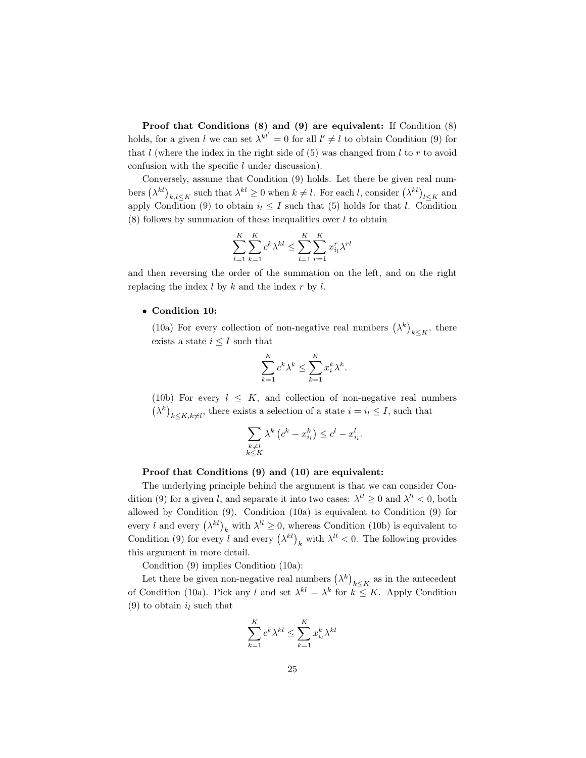**Proof that Conditions (8) and (9) are equivalent:** If Condition (8) holds, for a given $l$ we can set $\lambda^{kl'} = 0$ for all $l' \neq l$ to obtain Condition (9) for that $l$ (where the index in the right side of (5) was changed from $l$ to $r$ to avoid confusion with the specific $l$ under discussion).

Conversely, assume that Condition (9) holds. Let there be given real numbers $\left(\lambda^{kl}\right)_{k,l \leq K}$ such that $\lambda^{kl} \geq 0$ when $k \neq l$. For each $l$, consider $\left(\lambda^{kl}\right)_{l \leq K}$ and apply Condition (9) to obtain $i_l \leq I$ such that (5) holds for that $l$. Condition (8) follows by summation of these inequalities over $l$ to obtain

$$\sum_{l=1}^{K} \sum_{k=1}^{K} c^k \lambda^{kl} \leq \sum_{l=1}^{K} \sum_{r=1}^{K} x_{i_l}^{r} \lambda^{rl}$$

and then reversing the order of the summation on the left, and on the right replacing the index $l$ by $k$ and the index $r$ by $l$.

- **Condition 10:**

  (10a) For every collection of non-negative real numbers $\left(\lambda^k\right)_{k \leq K}$, there exists a state $i \leq I$ such that

  $$\sum_{k=1}^{K} c^k \lambda^k \leq \sum_{k=1}^{K} x_i^k \lambda^k.$$

  (10b) For every $l \leq K$, and collection of non-negative real numbers $\left(\lambda^k\right)_{k \leq K, k \neq l}$, there exists a selection of a state $i = i_l \leq I$, such that

  $$\sum_{\substack{k \neq l \\ k \leq K}} \lambda^k \left(c^k - x_{i_l}^k\right) \leq c^l - x_{i_l}^l.$$

**Proof that Conditions (9) and (10) are equivalent:**

The underlying principle behind the argument is that we can consider Condition (9) for a given $l$, and separate it into two cases: $\lambda^{ll} \geq 0$ and $\lambda^{ll} < 0$, both allowed by Condition (9). Condition (10a) is equivalent to Condition (9) for every $l$ and every $\left(\lambda^{kl}\right)_k$ with $\lambda^{ll} \geq 0$, whereas Condition (10b) is equivalent to Condition (9) for every $l$ and every $\left(\lambda^{kl}\right)_k$ with $\lambda^{ll} < 0$. The following provides this argument in more detail.

Condition (9) implies Condition (10a):

Let there be given non-negative real numbers $\left(\lambda^k\right)_{k \leq K}$ as in the antecedent of Condition (10a). Pick any $l$ and set $\lambda^{kl} = \lambda^k$ for $k \leq K$. Apply Condition (9) to obtain $i_l$ such that

$$\sum_{k=1}^{K} c^k \lambda^{kl} \leq \sum_{k=1}^{K} x_{i_l}^k \lambda^{kl}$$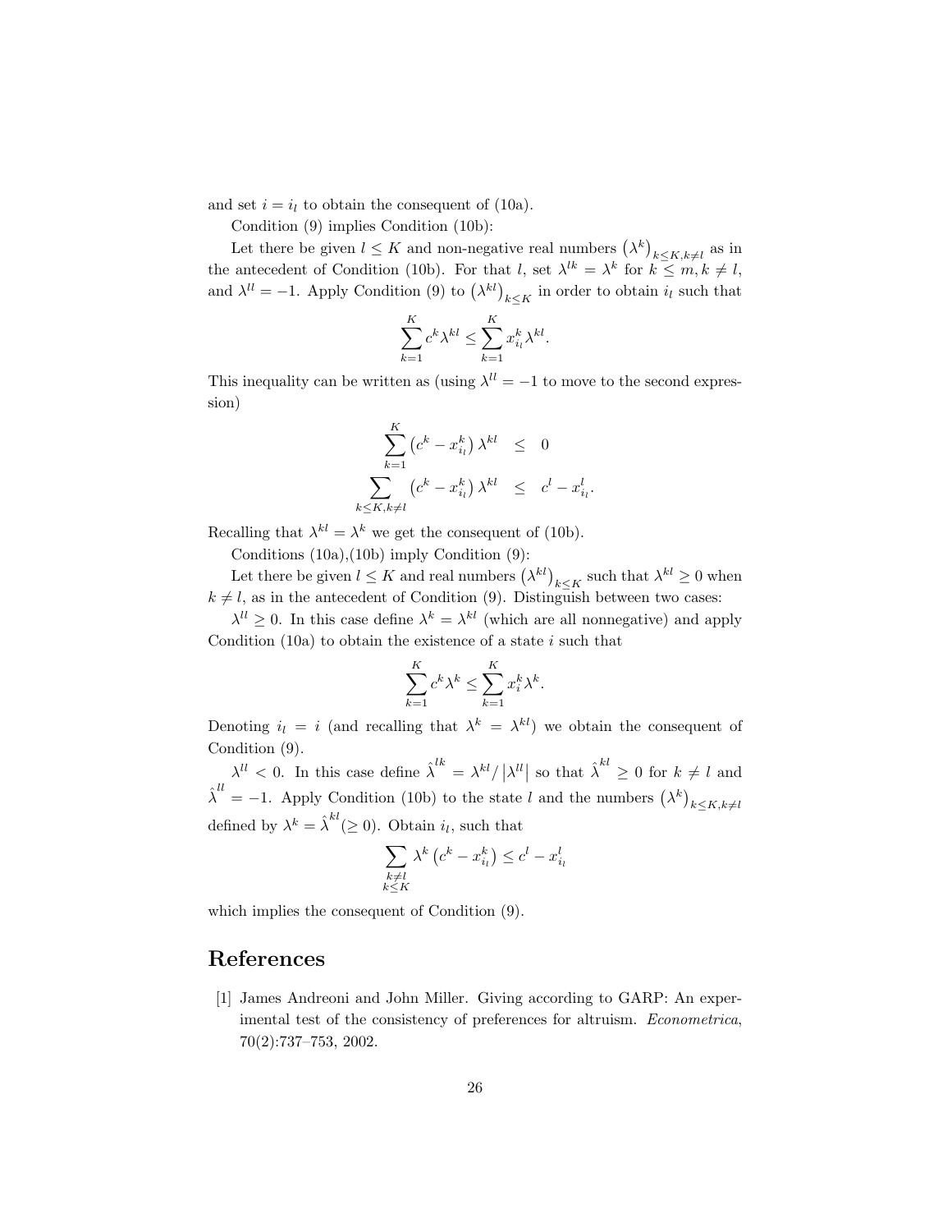and set $i = i_l$ to obtain the consequent of (10a).

Condition (9) implies Condition (10b):

Let there be given $l \leq K$ and non-negative real numbers $\left(\lambda^k\right)_{k \leq K, k \neq l}$ as in the antecedent of Condition (10b). For that $l$, set $\lambda^{lk} = \lambda^k$ for $k \leq m, k \neq l$, and $\lambda^{ll} = -1$. Apply Condition (9) to $\left(\lambda^{kl}\right)_{k \leq K}$ in order to obtain $i_l$ such that

$$\sum_{k=1}^{K} c^k \lambda^{kl} \leq \sum_{k=1}^{K} x_{i_l}^k \lambda^{kl}.$$

This inequality can be written as (using $\lambda^{ll} = -1$ to move to the second expression)

$$\begin{aligned} \sum_{k=1}^{K} \left(c^k - x_{i_l}^k\right) \lambda^{kl} &\leq 0 \\ \sum_{k \leq K, k \neq l} \left(c^k - x_{i_l}^k\right) \lambda^{kl} &\leq c^l - x_{i_l}^l. \end{aligned}$$

Recalling that $\lambda^{kl} = \lambda^k$ we get the consequent of (10b).

Conditions (10a),(10b) imply Condition (9):

Let there be given $l \leq K$ and real numbers $\left(\lambda^{kl}\right)_{k \leq K}$ such that $\lambda^{kl} \geq 0$ when $k \neq l$, as in the antecedent of Condition (9). Distinguish between two cases:

$\lambda^{ll} \geq 0$. In this case define $\lambda^k = \lambda^{kl}$ (which are all nonnegative) and apply Condition (10a) to obtain the existence of a state $i$ such that

$$\sum_{k=1}^{K} c^k \lambda^k \leq \sum_{k=1}^{K} x_i^k \lambda^k.$$

Denoting $i_l = i$ (and recalling that $\lambda^k = \lambda^{kl}$) we obtain the consequent of Condition (9).

$\lambda^{ll} < 0$. In this case define $\hat{\lambda}^{lk} = \lambda^{kl} / \left|\lambda^{ll}\right|$ so that $\hat{\lambda}^{kl} \geq 0$ for $k \neq l$ and $\hat{\lambda}^{ll} = -1$. Apply Condition (10b) to the state $l$ and the numbers $\left(\lambda^k\right)_{k \leq K, k \neq l}$ defined by $\lambda^k = \hat{\lambda}^{kl} (\geq 0)$. Obtain $i_l$, such that

$$\sum_{\substack{k \neq l \\ k \leq K}} \lambda^k \left(c^k - x_{i_l}^k\right) \leq c^l - x_{i_l}^l$$

which implies the consequent of Condition (9).

# References

[1] James Andreoni and John Miller. Giving according to GARP: An experimental test of the consistency of preferences for altruism. *Econometrica*, 70(2):737–753, 2002.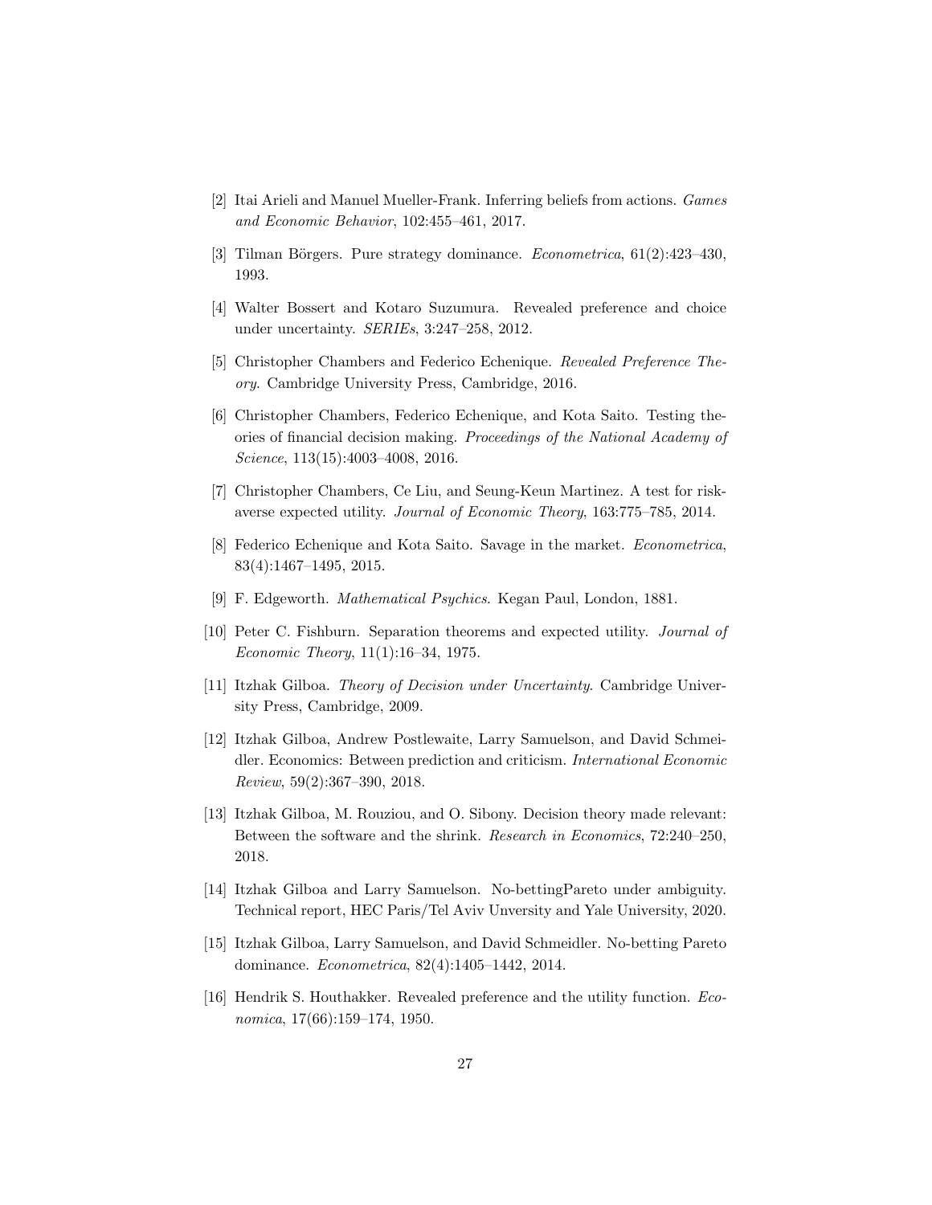[2] Itai Arieli and Manuel Mueller-Frank. Inferring beliefs from actions. *Games and Economic Behavior*, 102:455–461, 2017.

[3] Tilman Börgers. Pure strategy dominance. *Econometrica*, 61(2):423–430, 1993.

[4] Walter Bossert and Kotaro Suzumura. Revealed preference and choice under uncertainty. *SERIEs*, 3:247–258, 2012.

[5] Christopher Chambers and Federico Echenique. *Revealed Preference Theory*. Cambridge University Press, Cambridge, 2016.

[6] Christopher Chambers, Federico Echenique, and Kota Saito. Testing theories of financial decision making. *Proceedings of the National Academy of Science*, 113(15):4003–4008, 2016.

[7] Christopher Chambers, Ce Liu, and Seung-Keun Martinez. A test for risk-averse expected utility. *Journal of Economic Theory*, 163:775–785, 2014.

[8] Federico Echenique and Kota Saito. Savage in the market. *Econometrica*, 83(4):1467–1495, 2015.

[9] F. Edgeworth. *Mathematical Psychics*. Kegan Paul, London, 1881.

[10] Peter C. Fishburn. Separation theorems and expected utility. *Journal of Economic Theory*, 11(1):16–34, 1975.

[11] Itzhak Gilboa. *Theory of Decision under Uncertainty*. Cambridge University Press, Cambridge, 2009.

[12] Itzhak Gilboa, Andrew Postlewaite, Larry Samuelson, and David Schmeidler. Economics: Between prediction and criticism. *International Economic Review*, 59(2):367–390, 2018.

[13] Itzhak Gilboa, M. Rouziou, and O. Sibony. Decision theory made relevant: Between the software and the shrink. *Research in Economics*, 72:240–250, 2018.

[14] Itzhak Gilboa and Larry Samuelson. No-bettingPareto under ambiguity. Technical report, HEC Paris/Tel Aviv Unversity and Yale University, 2020.

[15] Itzhak Gilboa, Larry Samuelson, and David Schmeidler. No-betting Pareto dominance. *Econometrica*, 82(4):1405–1442, 2014.

[16] Hendrik S. Houthakker. Revealed preference and the utility function. *Economica*, 17(66):159–174, 1950.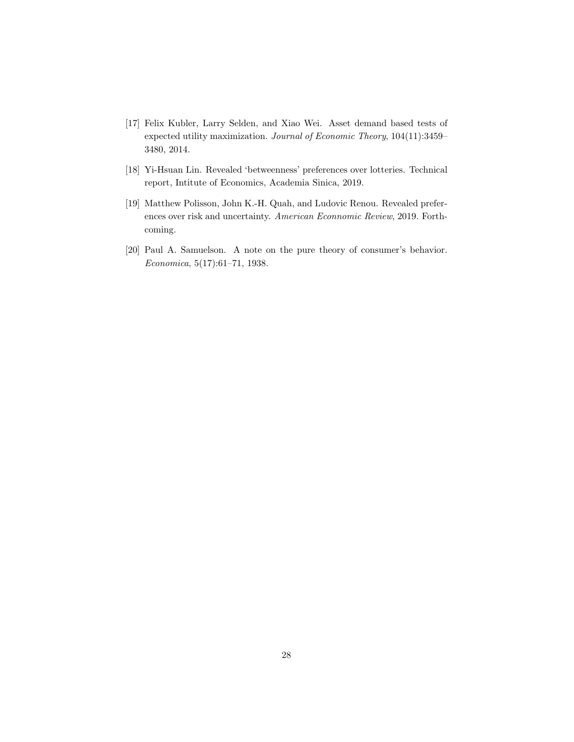[17] Felix Kubler, Larry Selden, and Xiao Wei. Asset demand based tests of expected utility maximization. *Journal of Econnomic Theory*, 104(11):3459–3480, 2014.

[18] Yi-Hsuan Lin. Revealed 'betweenness' preferences over lotteries. Technical report, Intitute of Economics, Academia Sinica, 2019.

[19] Matthew Polisson, John K.-H. Quah, and Ludovic Renou. Revealed preferences over risk and uncertainty. *American Econnomic Review*, 2019. Forthcoming.

[20] Paul A. Samuelson. A note on the pure theory of consumer's behavior. *Economica*, 5(17):61–71, 1938.